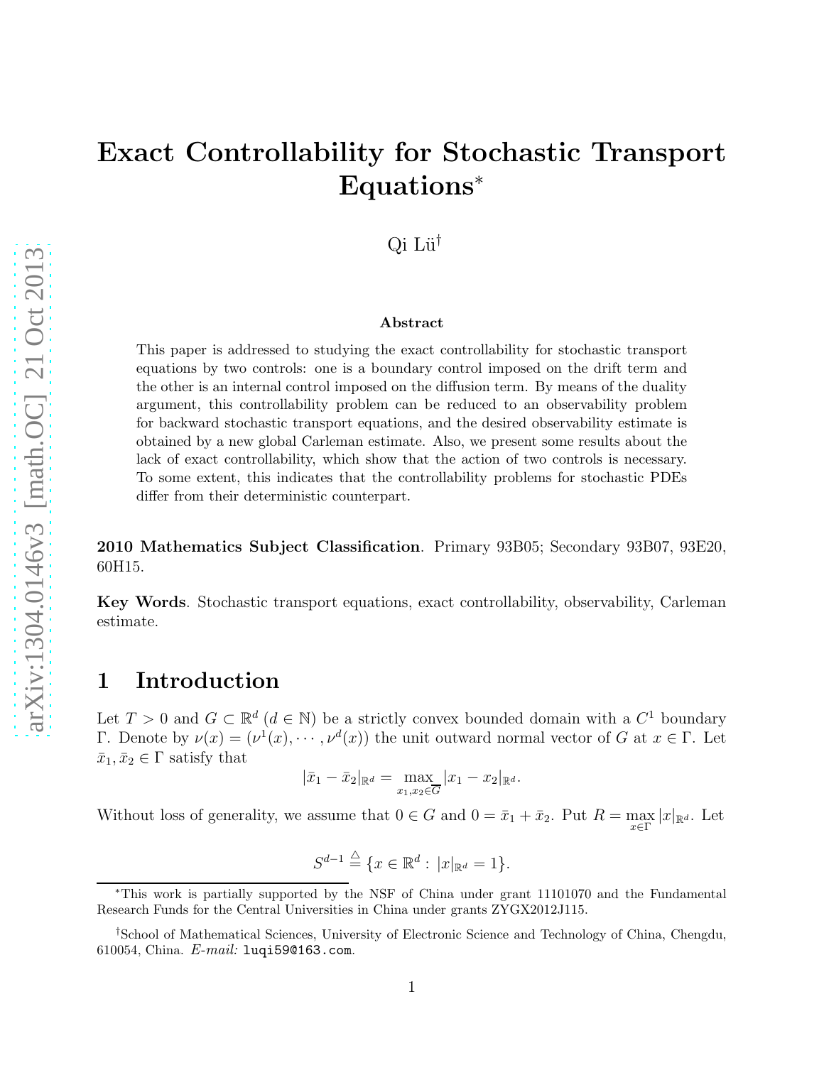# Exact Controllability for Stochastic Transport Equations*

Qi Lü†

**Abstract**

This paper is addressed to studying the exact controllability for stochastic transport equations by two controls: one is a boundary control imposed on the drift term and the other is an internal control imposed on the diffusion term. By means of the duality argument, this controllability problem can be reduced to an observability problem for backward stochastic transport equations, and the desired observability estimate is obtained by a new global Carleman estimate. Also, we present some results about the lack of exact controllability, which show that the action of two controls is necessary. To some extent, this indicates that the controllability problems for stochastic PDEs differ from their deterministic counterpart.

**2010 Mathematics Subject Classification**. Primary 93B05; Secondary 93B07, 93E20, 60H15.

**Key Words**. Stochastic transport equations, exact controllability, observability, Carleman estimate.

## 1 Introduction

Let $T > 0$ and $G \subset \mathbb{R}^d$ ($d \in \mathbb{N}$) be a strictly convex bounded domain with a $C^1$ boundary $\Gamma$. Denote by $\nu(x) = (\nu^1(x), \cdots, \nu^d(x))$ the unit outward normal vector of $G$ at $x \in \Gamma$. Let $\bar{x}_1, \bar{x}_2 \in \Gamma$ satisfy that

$$|\bar{x}_1 - \bar{x}_2|_{\mathbb{R}^d} = \max_{x_1, x_2 \in \overline{G}} |x_1 - x_2|_{\mathbb{R}^d}.$$

Without loss of generality, we assume that $0 \in G$ and $0 = \bar{x}_1 + \bar{x}_2$. Put $R = \max_{x \in \Gamma} |x|_{\mathbb{R}^d}$. Let

$$S^{d-1} \stackrel{\triangle}{=} \{x \in \mathbb{R}^d : |x|_{\mathbb{R}^d} = 1\}.$$

---

*This work is partially supported by the NSF of China under grant 11101070 and the Fundamental Research Funds for the Central Universities in China under grants ZYGX2012J115.

†School of Mathematical Sciences, University of Electronic Science and Technology of China, Chengdu, 610054, China. *E-mail:* luqi59@163.com.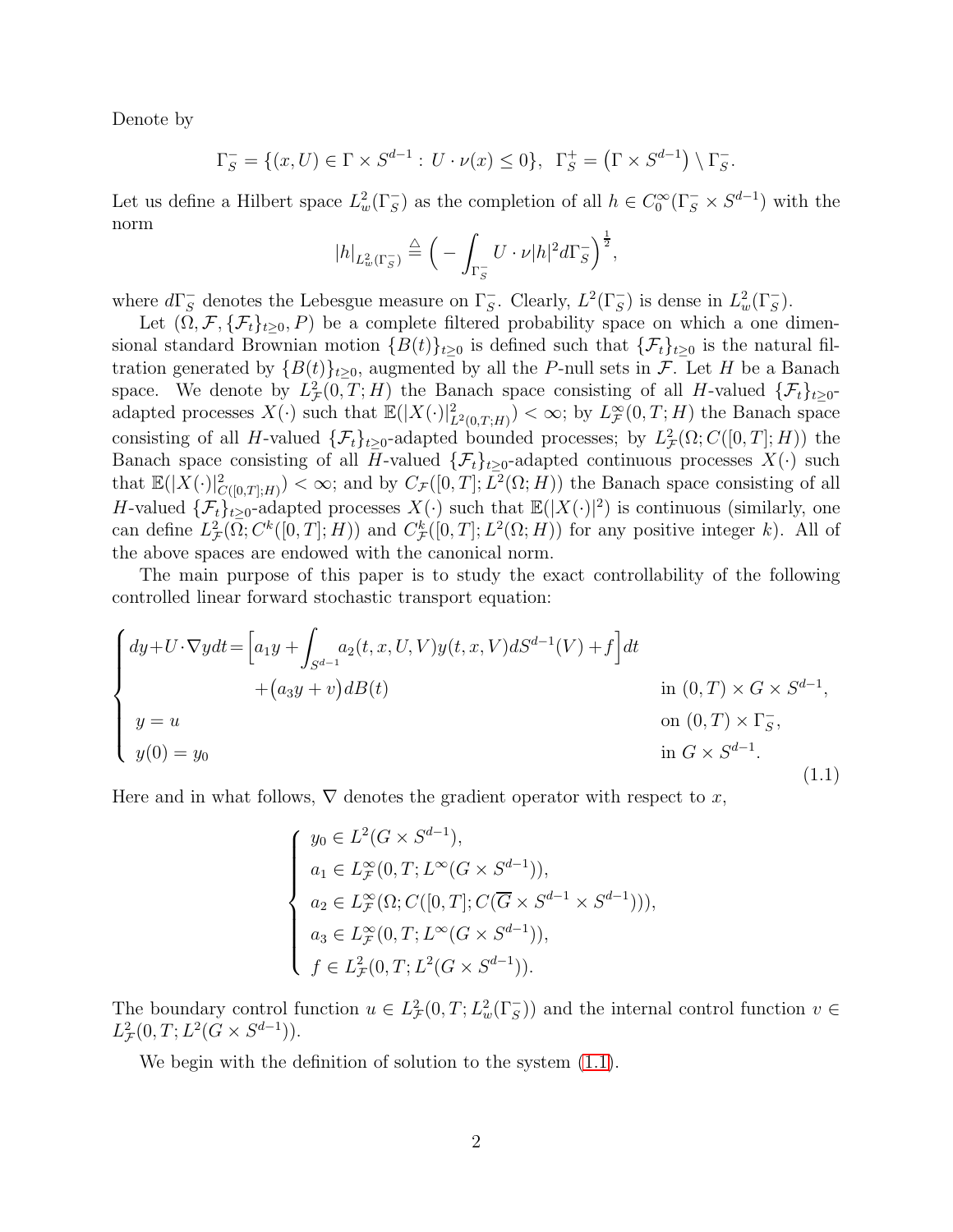Denote by

$$
\Gamma_S^- = \{(x,U) \in \Gamma \times S^{d-1} : U \cdot \nu(x) \le 0\}, \;\; \Gamma_S^+ = \big(\Gamma \times S^{d-1}\big) \setminus \Gamma_S^-.
$$

Let us define a Hilbert space $L^2_w(\Gamma_S^-)$ as the completion of all $h \in C_0^\infty(\Gamma_S^- \times S^{d-1})$ with the norm

$$
|h|_{L^2_w(\Gamma_S^-)} \triangleq \Big( - \int_{\Gamma_S^-} U \cdot \nu |h|^2 d\Gamma_S^- \Big)^{\frac{1}{2}},
$$

where $d\Gamma_S^-$ denotes the Lebesgue measure on $\Gamma_S^-$. Clearly, $L^2(\Gamma_S^-)$ is dense in $L^2_w(\Gamma_S^-)$.

Let $(\Omega, \mathcal{F}, \{\mathcal{F}_t\}_{t\ge 0}, P)$ be a complete filtered probability space on which a one dimensional standard Brownian motion $\{B(t)\}_{t\ge 0}$ is defined such that $\{\mathcal{F}_t\}_{t\ge 0}$ is the natural filtration generated by $\{B(t)\}_{t\ge 0}$, augmented by all the $P$-null sets in $\mathcal{F}$. Let $H$ be a Banach space. We denote by $L^2_{\mathcal{F}}(0,T;H)$ the Banach space consisting of all $H$-valued $\{\mathcal{F}_t\}_{t\ge 0}$-adapted processes $X(\cdot)$ such that $\mathbb{E}(|X(\cdot)|^2_{L^2(0,T;H)}) < \infty$; by $L^\infty_{\mathcal{F}}(0,T;H)$ the Banach space consisting of all $H$-valued $\{\mathcal{F}_t\}_{t\ge 0}$-adapted bounded processes; by $L^2_{\mathcal{F}}(\Omega; C([0,T];H))$ the Banach space consisting of all $H$-valued $\{\mathcal{F}_t\}_{t\ge 0}$-adapted continuous processes $X(\cdot)$ such that $\mathbb{E}(|X(\cdot)|^2_{C([0,T];H)}) < \infty$; and by $C_{\mathcal{F}}([0,T]; L^2(\Omega;H))$ the Banach space consisting of all $H$-valued $\{\mathcal{F}_t\}_{t\ge 0}$-adapted processes $X(\cdot)$ such that $\mathbb{E}(|X(\cdot)|^2)$ is continuous (similarly, one can define $L^2_{\mathcal{F}}(\Omega; C^k([0,T];H))$ and $C^k_{\mathcal{F}}([0,T]; L^2(\Omega;H))$ for any positive integer $k$). All of the above spaces are endowed with the canonical norm.

The main purpose of this paper is to study the exact controllability of the following controlled linear forward stochastic transport equation:

$$
\begin{cases}
dy + U\cdot\nabla y dt = \Big[a_1 y + \displaystyle\int_{S^{d-1}} a_2(t,x,U,V) y(t,x,V) dS^{d-1}(V) + f\Big]dt \\
\qquad\qquad\qquad + \big(a_3 y + v\big) dB(t) & \text{in } (0,T)\times G \times S^{d-1}, \\
y = u & \text{on } (0,T)\times \Gamma_S^-, \\
y(0) = y_0 & \text{in } G \times S^{d-1}.
\end{cases}
\tag{1.1}
$$

Here and in what follows, $\nabla$ denotes the gradient operator with respect to $x$,

$$
\begin{cases}
y_0 \in L^2(G\times S^{d-1}), \\
a_1 \in L^\infty_{\mathcal{F}}(0,T; L^\infty(G\times S^{d-1})), \\
a_2 \in L^\infty_{\mathcal{F}}(\Omega; C([0,T]; C(\overline{G}\times S^{d-1}\times S^{d-1}))), \\
a_3 \in L^\infty_{\mathcal{F}}(0,T; L^\infty(G\times S^{d-1})), \\
f \in L^2_{\mathcal{F}}(0,T; L^2(G\times S^{d-1})).
\end{cases}
$$

The boundary control function $u \in L^2_{\mathcal{F}}(0,T; L^2_w(\Gamma_S^-))$ and the internal control function $v \in L^2_{\mathcal{F}}(0,T; L^2(G\times S^{d-1}))$.

We begin with the definition of solution to the system (1.1).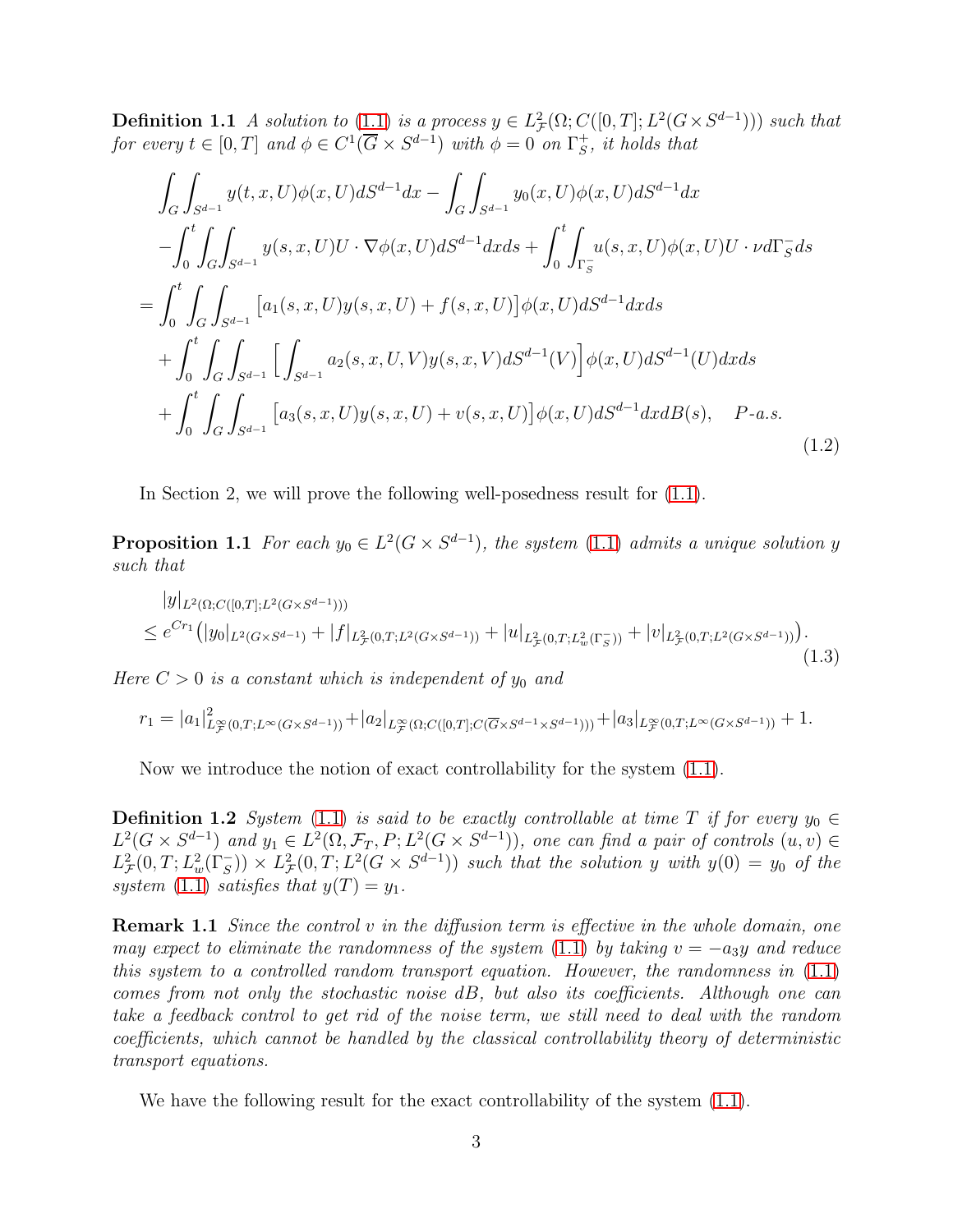**Definition 1.1** *A solution to* (1.1) *is a process* $y \in L^2_{\mathcal{F}}(\Omega; C([0,T]; L^2(G\times S^{d-1})))$ *such that for every* $t \in [0,T]$ *and* $\phi \in C^1(\overline{G}\times S^{d-1})$ *with* $\phi = 0$ *on* $\Gamma_S^+$*, it holds that*

$$
\begin{aligned}
&\int_G \int_{S^{d-1}} y(t,x,U)\phi(x,U)dS^{d-1}dx - \int_G \int_{S^{d-1}} y_0(x,U)\phi(x,U)dS^{d-1}dx \\
&- \int_0^t \int_G \int_{S^{d-1}} y(s,x,U)U\cdot\nabla\phi(x,U)dS^{d-1}dxds + \int_0^t \int_{\Gamma_S^-} u(s,x,U)\phi(x,U)U\cdot\nu d\Gamma_S^- ds \\
=& \int_0^t \int_G \int_{S^{d-1}} \big[a_1(s,x,U)y(s,x,U) + f(s,x,U)\big]\phi(x,U)dS^{d-1}dxds \\
&+ \int_0^t \int_G \int_{S^{d-1}} \Big[\int_{S^{d-1}} a_2(s,x,U,V)y(s,x,V)dS^{d-1}(V)\Big]\phi(x,U)dS^{d-1}(U)dxds \\
&+ \int_0^t \int_G \int_{S^{d-1}} \big[a_3(s,x,U)y(s,x,U) + v(s,x,U)\big]\phi(x,U)dS^{d-1}dxdB(s), \quad P\text{-}a.s.
\end{aligned}
\tag{1.2}
$$

In Section 2, we will prove the following well-posedness result for (1.1).

**Proposition 1.1** *For each* $y_0 \in L^2(G\times S^{d-1})$*, the system* (1.1) *admits a unique solution* $y$ *such that*

$$
\begin{aligned}
&|y|_{L^2(\Omega;C([0,T];L^2(G\times S^{d-1})))} \\
&\leq e^{Cr_1}\big(|y_0|_{L^2(G\times S^{d-1})} + |f|_{L^2_{\mathcal{F}}(0,T;L^2(G\times S^{d-1}))} + |u|_{L^2_{\mathcal{F}}(0,T;L^2_w(\Gamma_S^-))} + |v|_{L^2_{\mathcal{F}}(0,T;L^2(G\times S^{d-1}))}\big).
\end{aligned}
\tag{1.3}
$$

*Here* $C > 0$ *is a constant which is independent of* $y_0$ *and*

$$
r_1 = |a_1|^2_{L^\infty_{\mathcal{F}}(0,T;L^\infty(G\times S^{d-1}))} + |a_2|_{L^\infty_{\mathcal{F}}(\Omega;C([0,T];C(\overline{G}\times S^{d-1}\times S^{d-1})))} + |a_3|_{L^\infty_{\mathcal{F}}(0,T;L^\infty(G\times S^{d-1}))} + 1.
$$

Now we introduce the notion of exact controllability for the system (1.1).

**Definition 1.2** *System* (1.1) *is said to be exactly controllable at time* $T$ *if for every* $y_0 \in L^2(G\times S^{d-1})$ *and* $y_1 \in L^2(\Omega,\mathcal{F}_T,P;L^2(G\times S^{d-1}))$*, one can find a pair of controls* $(u,v) \in L^2_{\mathcal{F}}(0,T;L^2_w(\Gamma_S^-)) \times L^2_{\mathcal{F}}(0,T;L^2(G\times S^{d-1}))$ *such that the solution* $y$ *with* $y(0) = y_0$ *of the system* (1.1) *satisfies that* $y(T) = y_1$.

**Remark 1.1** *Since the control* $v$ *in the diffusion term is effective in the whole domain, one may expect to eliminate the randomness of the system* (1.1) *by taking* $v = -a_3 y$ *and reduce this system to a controlled random transport equation. However, the randomness in* (1.1) *comes from not only the stochastic noise* $dB$*, but also its coefficients. Although one can take a feedback control to get rid of the noise term, we still need to deal with the random coefficients, which cannot be handled by the classical controllability theory of deterministic transport equations.*

We have the following result for the exact controllability of the system (1.1).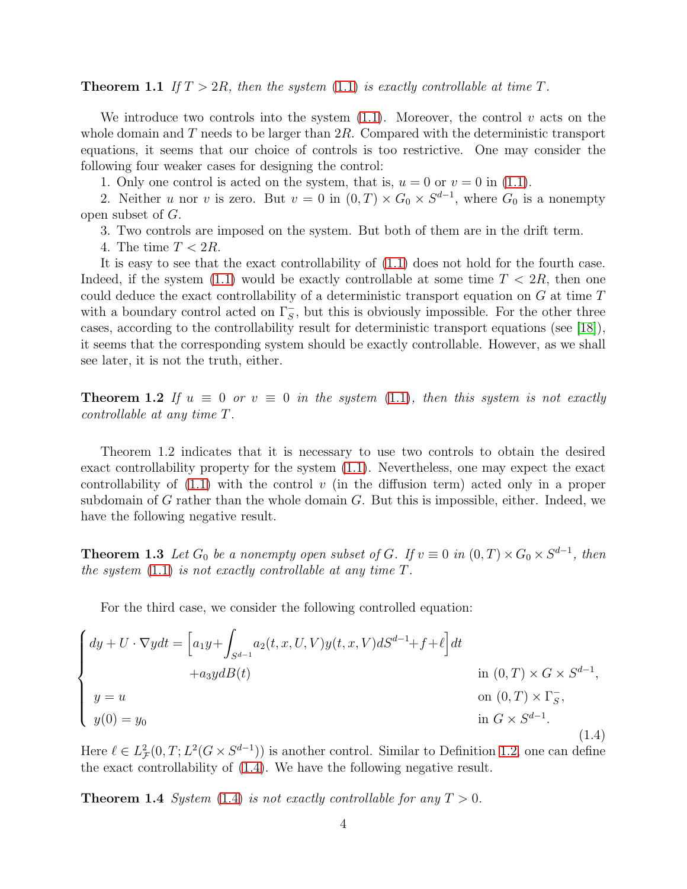**Theorem 1.1** *If $T > 2R$, then the system (1.1) is exactly controllable at time $T$.*

We introduce two controls into the system (1.1). Moreover, the control $v$ acts on the whole domain and $T$ needs to be larger than $2R$. Compared with the deterministic transport equations, it seems that our choice of controls is too restrictive. One may consider the following four weaker cases for designing the control:

1. Only one control is acted on the system, that is, $u = 0$ or $v = 0$ in (1.1).

2. Neither $u$ nor $v$ is zero. But $v = 0$ in $(0, T) \times G_0 \times S^{d-1}$, where $G_0$ is a nonempty open subset of $G$.

3. Two controls are imposed on the system. But both of them are in the drift term.

4. The time $T < 2R$.

It is easy to see that the exact controllability of (1.1) does not hold for the fourth case. Indeed, if the system (1.1) would be exactly controllable at some time $T < 2R$, then one could deduce the exact controllability of a deterministic transport equation on $G$ at time $T$ with a boundary control acted on $\Gamma_S^-$, but this is obviously impossible. For the other three cases, according to the controllability result for deterministic transport equations (see [18]), it seems that the corresponding system should be exactly controllable. However, as we shall see later, it is not the truth, either.

**Theorem 1.2** *If $u \equiv 0$ or $v \equiv 0$ in the system (1.1), then this system is not exactly controllable at any time $T$.*

Theorem 1.2 indicates that it is necessary to use two controls to obtain the desired exact controllability property for the system (1.1). Nevertheless, one may expect the exact controllability of (1.1) with the control $v$ (in the diffusion term) acted only in a proper subdomain of $G$ rather than the whole domain $G$. But this is impossible, either. Indeed, we have the following negative result.

**Theorem 1.3** *Let $G_0$ be a nonempty open subset of $G$. If $v \equiv 0$ in $(0, T) \times G_0 \times S^{d-1}$, then the system (1.1) is not exactly controllable at any time $T$.*

For the third case, we consider the following controlled equation:

$$
\begin{cases}
dy + U \cdot \nabla y dt = \Big[a_1 y + \displaystyle\int_{S^{d-1}} a_2(t,x,U,V) y(t,x,V) dS^{d-1} + f + \ell\Big] dt \\
\qquad\qquad\qquad + a_3 y dB(t) & \text{in } (0,T) \times G \times S^{d-1}, \\
y = u & \text{on } (0,T) \times \Gamma_S^-, \\
y(0) = y_0 & \text{in } G \times S^{d-1}.
\end{cases}
\tag{1.4}
$$

Here $\ell \in L^2_{\mathcal{F}}(0, T; L^2(G \times S^{d-1}))$ is another control. Similar to Definition 1.2, one can define the exact controllability of (1.4). We have the following negative result.

**Theorem 1.4** *System (1.4) is not exactly controllable for any $T > 0$.*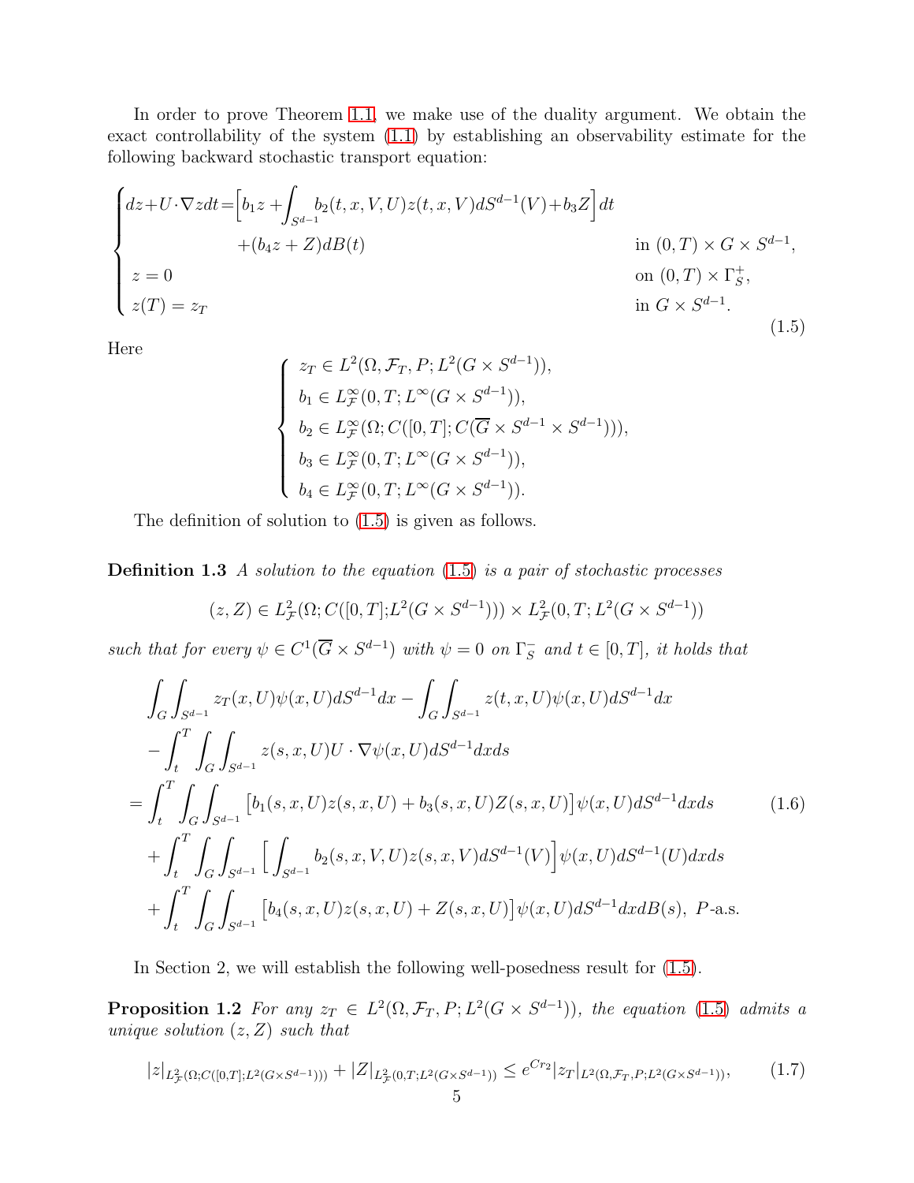In order to prove Theorem 1.1, we make use of the duality argument. We obtain the exact controllability of the system (1.1) by establishing an observability estimate for the following backward stochastic transport equation:

$$
\begin{cases}
dz + U\cdot\nabla z dt = \Big[b_1 z + \displaystyle\int_{S^{d-1}} b_2(t,x,V,U) z(t,x,V) dS^{d-1}(V) + b_3 Z\Big] dt \\
\qquad\qquad + (b_4 z + Z) dB(t) & \text{in } (0,T)\times G\times S^{d-1}, \\
z = 0 & \text{on } (0,T)\times \Gamma_S^+, \\
z(T) = z_T & \text{in } G\times S^{d-1}.
\end{cases}
\tag{1.5}
$$

Here

$$
\begin{cases}
z_T \in L^2(\Omega, \mathcal{F}_T, P; L^2(G\times S^{d-1})), \\
b_1 \in L^\infty_{\mathcal{F}}(0,T; L^\infty(G\times S^{d-1})), \\
b_2 \in L^\infty_{\mathcal{F}}(\Omega; C([0,T]; C(\overline{G}\times S^{d-1}\times S^{d-1}))), \\
b_3 \in L^\infty_{\mathcal{F}}(0,T; L^\infty(G\times S^{d-1})), \\
b_4 \in L^\infty_{\mathcal{F}}(0,T; L^\infty(G\times S^{d-1})).
\end{cases}
$$

The definition of solution to (1.5) is given as follows.

**Definition 1.3** *A solution to the equation* (1.5) *is a pair of stochastic processes*

$$
(z, Z) \in L^2_{\mathcal{F}}(\Omega; C([0,T]; L^2(G\times S^{d-1}))) \times L^2_{\mathcal{F}}(0,T; L^2(G\times S^{d-1}))
$$

*such that for every $\psi \in C^1(\overline{G}\times S^{d-1})$ with $\psi = 0$ on $\Gamma_S^-$ and $t\in[0,T]$, it holds that*

$$
\begin{aligned}
&\int_G\int_{S^{d-1}} z_T(x,U)\psi(x,U) dS^{d-1} dx - \int_G\int_{S^{d-1}} z(t,x,U)\psi(x,U) dS^{d-1} dx \\
&\quad - \int_t^T \int_G\int_{S^{d-1}} z(s,x,U) U\cdot\nabla\psi(x,U) dS^{d-1} dx ds \\
&= \int_t^T \int_G\int_{S^{d-1}} \big[b_1(s,x,U) z(s,x,U) + b_3(s,x,U) Z(s,x,U)\big]\psi(x,U) dS^{d-1} dx ds \\
&\quad + \int_t^T \int_G\int_{S^{d-1}} \Big[\int_{S^{d-1}} b_2(s,x,V,U) z(s,x,V) dS^{d-1}(V)\Big]\psi(x,U) dS^{d-1}(U) dx ds \\
&\quad + \int_t^T \int_G\int_{S^{d-1}} \big[b_4(s,x,U) z(s,x,U) + Z(s,x,U)\big]\psi(x,U) dS^{d-1} dx dB(s), \ P\text{-a.s.}
\end{aligned}
\tag{1.6}
$$

In Section 2, we will establish the following well-posedness result for (1.5).

**Proposition 1.2** *For any $z_T \in L^2(\Omega, \mathcal{F}_T, P; L^2(G\times S^{d-1}))$, the equation* (1.5) *admits a unique solution $(z, Z)$ such that*

$$
|z|_{L^2_{\mathcal{F}}(\Omega; C([0,T]; L^2(G\times S^{d-1})))} + |Z|_{L^2_{\mathcal{F}}(0,T; L^2(G\times S^{d-1}))} \le e^{Cr_2} |z_T|_{L^2(\Omega, \mathcal{F}_T, P; L^2(G\times S^{d-1}))},
\tag{1.7}
$$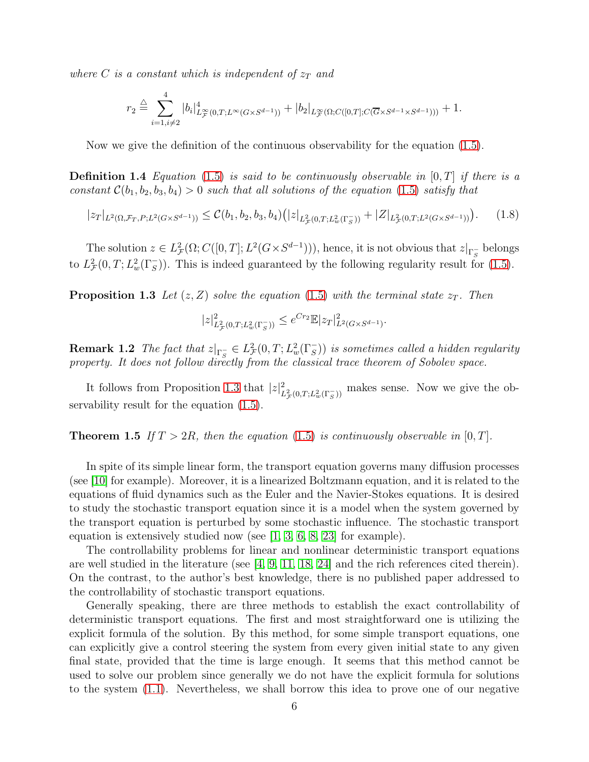*where $C$ is a constant which is independent of $z_T$ and*

$$
r_2 \triangleq \sum_{i=1,i\neq 2}^{4} |b_i|^4_{L^\infty_{\mathcal{F}}(0,T;L^\infty(G\times S^{d-1}))} + |b_2|_{L^\infty_{\mathcal{F}}(\Omega;C([0,T];C(\overline{G}\times S^{d-1}\times S^{d-1})))} + 1.
$$

Now we give the definition of the continuous observability for the equation (1.5).

**Definition 1.4** *Equation (1.5) is said to be continuously observable in $[0,T]$ if there is a constant $\mathcal{C}(b_1,b_2,b_3,b_4)>0$ such that all solutions of the equation (1.5) satisfy that*

$$
|z_T|_{L^2(\Omega,\mathcal{F}_T,P;L^2(G\times S^{d-1}))} \le \mathcal{C}(b_1,b_2,b_3,b_4)\big(|z|_{L^2_{\mathcal{F}}(0,T;L^2_w(\Gamma_S^-))} + |Z|_{L^2_{\mathcal{F}}(0,T;L^2(G\times S^{d-1}))}\big). \tag{1.8}
$$

The solution $z\in L^2_{\mathcal{F}}(\Omega;C([0,T];L^2(G\times S^{d-1})))$, hence, it is not obvious that $z|_{\Gamma_S^-}$ belongs to $L^2_{\mathcal{F}}(0,T;L^2_w(\Gamma_S^-))$. This is indeed guaranteed by the following regularity result for (1.5).

**Proposition 1.3** *Let $(z,Z)$ solve the equation (1.5) with the terminal state $z_T$. Then*

$$
|z|^2_{L^2_{\mathcal{F}}(0,T;L^2_w(\Gamma_S^-))} \le e^{Cr_2}\mathbb{E}|z_T|^2_{L^2(G\times S^{d-1})}.
$$

**Remark 1.2** *The fact that $z|_{\Gamma_S^-}\in L^2_{\mathcal{F}}(0,T;L^2_w(\Gamma_S^-))$ is sometimes called a hidden regularity property. It does not follow directly from the classical trace theorem of Sobolev space.*

It follows from Proposition 1.3 that $|z|^2_{L^2_{\mathcal{F}}(0,T;L^2_w(\Gamma_S^-))}$ makes sense. Now we give the observability result for the equation (1.5).

**Theorem 1.5** *If $T>2R$, then the equation (1.5) is continuously observable in $[0,T]$.*

In spite of its simple linear form, the transport equation governs many diffusion processes (see [10] for example). Moreover, it is a linearized Boltzmann equation, and it is related to the equations of fluid dynamics such as the Euler and the Navier-Stokes equations. It is desired to study the stochastic transport equation since it is a model when the system governed by the transport equation is perturbed by some stochastic influence. The stochastic transport equation is extensively studied now (see [1, 3, 6, 8, 23] for example).

The controllability problems for linear and nonlinear deterministic transport equations are well studied in the literature (see [4, 9, 11, 18, 24] and the rich references cited therein). On the contrast, to the author's best knowledge, there is no published paper addressed to the controllability of stochastic transport equations.

Generally speaking, there are three methods to establish the exact controllability of deterministic transport equations. The first and most straightforward one is utilizing the explicit formula of the solution. By this method, for some simple transport equations, one can explicitly give a control steering the system from every given initial state to any given final state, provided that the time is large enough. It seems that this method cannot be used to solve our problem since generally we do not have the explicit formula for solutions to the system (1.1). Nevertheless, we shall borrow this idea to prove one of our negative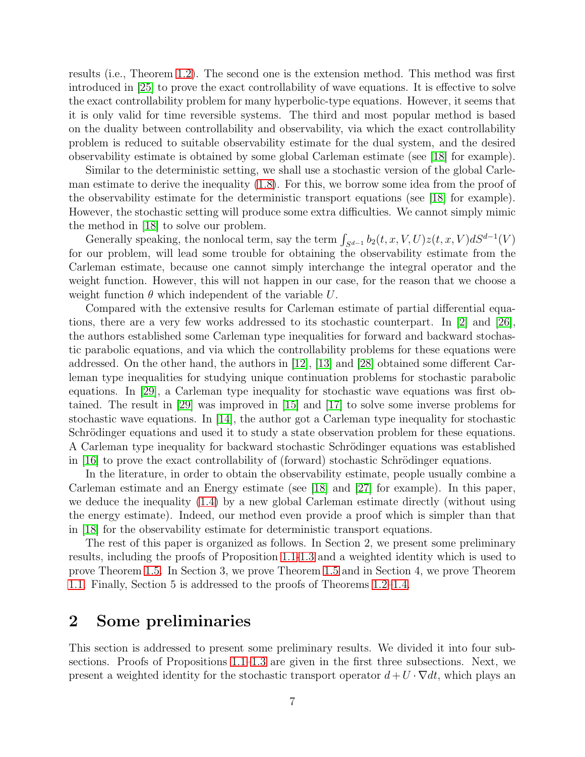results (i.e., Theorem 1.2). The second one is the extension method. This method was first introduced in [25] to prove the exact controllability of wave equations. It is effective to solve the exact controllability problem for many hyperbolic-type equations. However, it seems that it is only valid for time reversible systems. The third and most popular method is based on the duality between controllability and observability, via which the exact controllability problem is reduced to suitable observability estimate for the dual system, and the desired observability estimate is obtained by some global Carleman estimate (see [18] for example).

Similar to the deterministic setting, we shall use a stochastic version of the global Carleman estimate to derive the inequality (1.8). For this, we borrow some idea from the proof of the observability estimate for the deterministic transport equations (see [18] for example). However, the stochastic setting will produce some extra difficulties. We cannot simply mimic the method in [18] to solve our problem.

Generally speaking, the nonlocal term, say the term $\int_{S^{d-1}} b_2(t,x,V,U)z(t,x,V)dS^{d-1}(V)$ for our problem, will lead some trouble for obtaining the observability estimate from the Carleman estimate, because one cannot simply interchange the integral operator and the weight function. However, this will not happen in our case, for the reason that we choose a weight function $\theta$ which independent of the variable $U$.

Compared with the extensive results for Carleman estimate of partial differential equations, there are a very few works addressed to its stochastic counterpart. In [2] and [26], the authors established some Carleman type inequalities for forward and backward stochastic parabolic equations, and via which the controllability problems for these equations were addressed. On the other hand, the authors in [12], [13] and [28] obtained some different Carleman type inequalities for studying unique continuation problems for stochastic parabolic equations. In [29], a Carleman type inequality for stochastic wave equations was first obtained. The result in [29] was improved in [15] and [17] to solve some inverse problems for stochastic wave equations. In [14], the author got a Carleman type inequality for stochastic Schrödinger equations and used it to study a state observation problem for these equations. A Carleman type inequality for backward stochastic Schrödinger equations was established in [16] to prove the exact controllability of (forward) stochastic Schrödinger equations.

In the literature, in order to obtain the observability estimate, people usually combine a Carleman estimate and an Energy estimate (see [18] and [27] for example). In this paper, we deduce the inequality (1.4) by a new global Carleman estimate directly (without using the energy estimate). Indeed, our method even provide a proof which is simpler than that in [18] for the observability estimate for deterministic transport equations.

The rest of this paper is organized as follows. In Section 2, we present some preliminary results, including the proofs of Proposition 1.1–1.3 and a weighted identity which is used to prove Theorem 1.5. In Section 3, we prove Theorem 1.5 and in Section 4, we prove Theorem 1.1. Finally, Section 5 is addressed to the proofs of Theorems 1.2–1.4.

# 2 Some preliminaries

This section is addressed to present some preliminary results. We divided it into four subsections. Proofs of Propositions 1.1–1.3 are given in the first three subsections. Next, we present a weighted identity for the stochastic transport operator $d + U \cdot \nabla dt$, which plays an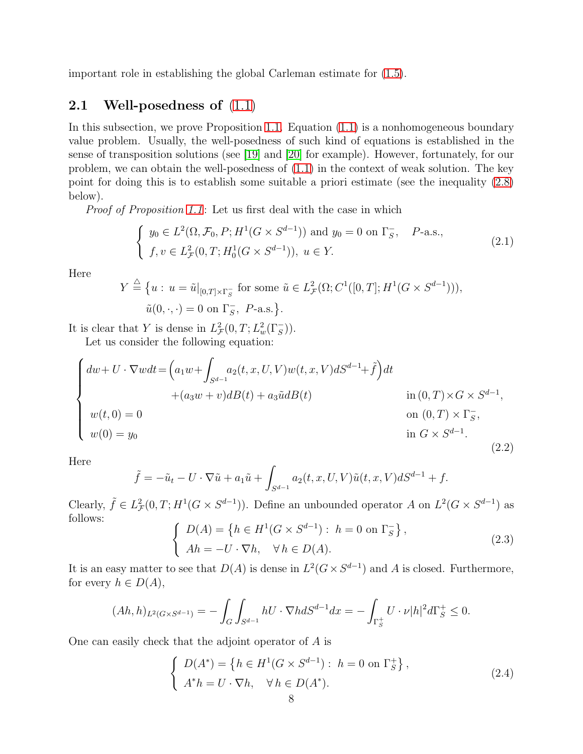important role in establishing the global Carleman estimate for (1.5).

## 2.1 Well-posedness of (1.1)

In this subsection, we prove Proposition 1.1. Equation (1.1) is a nonhomogeneous boundary value problem. Usually, the well-posedness of such kind of equations is established in the sense of transposition solutions (see [19] and [20] for example). However, fortunately, for our problem, we can obtain the well-posedness of (1.1) in the context of weak solution. The key point for doing this is to establish some suitable a priori estimate (see the inequality (2.8) below).

*Proof of Proposition 1.1*: Let us first deal with the case in which

$$
\left\{
\begin{array}{l}
y_0 \in L^2(\Omega, \mathcal{F}_0, P; H^1(G \times S^{d-1})) \text{ and } y_0 = 0 \text{ on } \Gamma_S^-, \quad P\text{-a.s.}, \\
f, v \in L^2_{\mathcal{F}}(0, T; H^1_0(G \times S^{d-1})), \ u \in Y.
\end{array}
\right.
\tag{2.1}
$$

Here

$$
\begin{aligned}
Y \stackrel{\triangle}{=} \big\{ u : \ & u = \tilde{u}|_{[0,T]\times\Gamma_S^-} \text{ for some } \tilde{u} \in L^2_{\mathcal{F}}(\Omega; C^1([0,T]; H^1(G \times S^{d-1}))), \\
& \tilde{u}(0, \cdot, \cdot) = 0 \text{ on } \Gamma_S^-, \ P\text{-a.s.} \big\}.
\end{aligned}
$$

It is clear that $Y$ is dense in $L^2_{\mathcal{F}}(0, T; L^2_w(\Gamma_S^-))$.

Let us consider the following equation:

$$
\left\{
\begin{array}{ll}
dw + U \cdot \nabla w dt = \Big( a_1 w + \displaystyle\int_{S^{d-1}} a_2(t, x, U, V) w(t, x, V) dS^{d-1} + \tilde{f} \Big) dt & \\
\qquad\qquad\qquad + (a_3 w + v) dB(t) + a_3 \tilde{u} dB(t) & \text{in } (0, T) \times G \times S^{d-1}, \\
w(t, 0) = 0 & \text{on } (0, T) \times \Gamma_S^-, \\
w(0) = y_0 & \text{in } G \times S^{d-1}.
\end{array}
\right.
\tag{2.2}
$$

Here

$$
\tilde{f} = -\tilde{u}_t - U \cdot \nabla \tilde{u} + a_1 \tilde{u} + \int_{S^{d-1}} a_2(t, x, U, V) \tilde{u}(t, x, V) dS^{d-1} + f.
$$

Clearly, $\tilde{f} \in L^2_{\mathcal{F}}(0, T; H^1(G \times S^{d-1}))$. Define an unbounded operator $A$ on $L^2(G \times S^{d-1})$ as follows:

$$
\left\{
\begin{array}{l}
D(A) = \left\{ h \in H^1(G \times S^{d-1}) : \ h = 0 \text{ on } \Gamma_S^- \right\}, \\
Ah = -U \cdot \nabla h, \quad \forall\, h \in D(A).
\end{array}
\right.
\tag{2.3}
$$

It is an easy matter to see that $D(A)$ is dense in $L^2(G \times S^{d-1})$ and $A$ is closed. Furthermore, for every $h \in D(A)$,

$$
(Ah, h)_{L^2(G \times S^{d-1})} = -\int_G \int_{S^{d-1}} h U \cdot \nabla h dS^{d-1} dx = -\int_{\Gamma_S^+} U \cdot \nu |h|^2 d\Gamma_S^+ \leq 0.
$$

One can easily check that the adjoint operator of $A$ is

$$
\left\{
\begin{array}{l}
D(A^*) = \left\{ h \in H^1(G \times S^{d-1}) : \ h = 0 \text{ on } \Gamma_S^+ \right\}, \\
A^* h = U \cdot \nabla h, \quad \forall\, h \in D(A^*).
\end{array}
\right.
\tag{2.4}
$$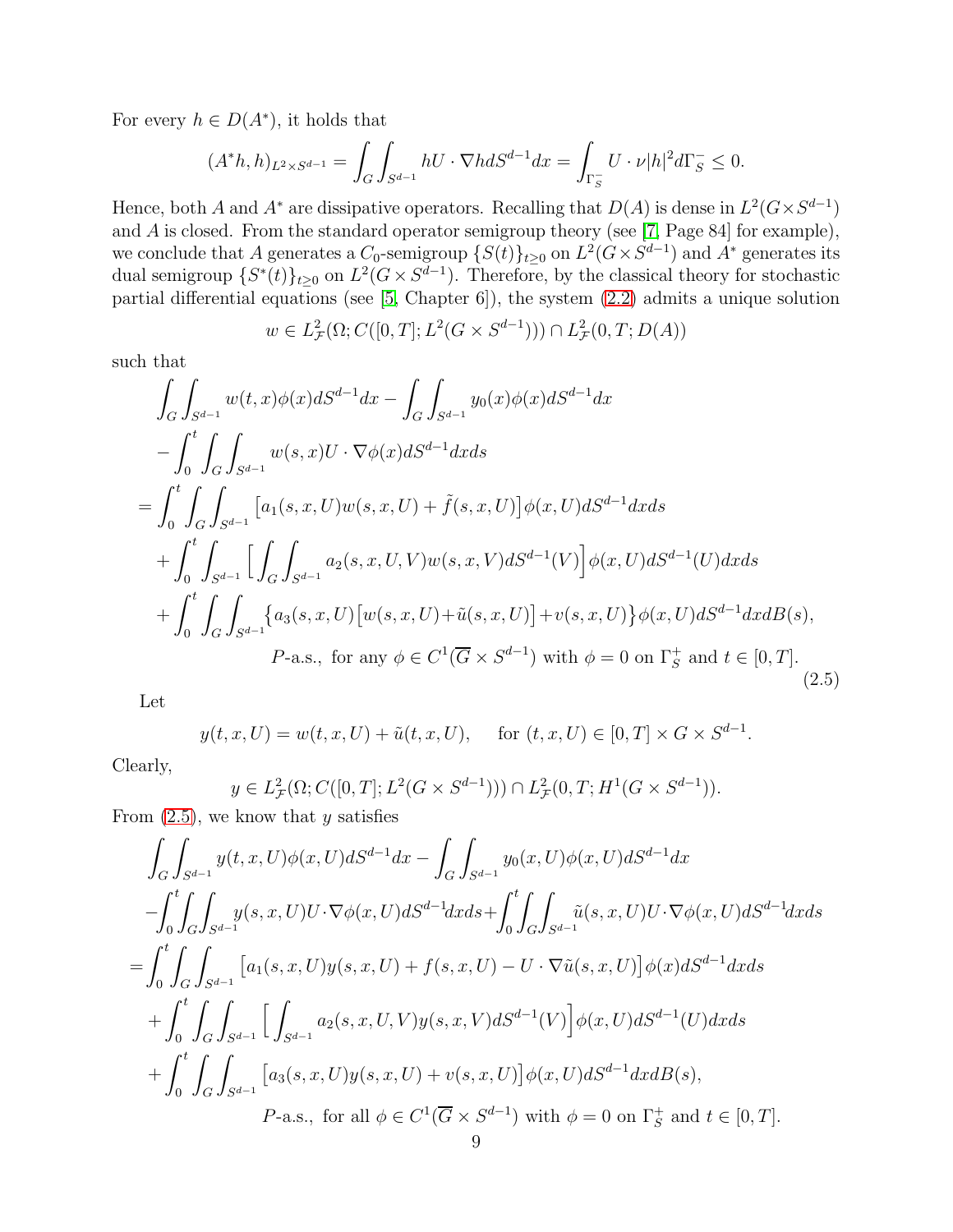For every $h \in D(A^*)$, it holds that

$$
(A^*h, h)_{L^2\times S^{d-1}} = \int_G \int_{S^{d-1}} hU\cdot \nabla h dS^{d-1}dx = \int_{\Gamma_S^-} U\cdot \nu |h|^2 d\Gamma_S^- \le 0.
$$

Hence, both $A$ and $A^*$ are dissipative operators. Recalling that $D(A)$ is dense in $L^2(G\times S^{d-1})$ and $A$ is closed. From the standard operator semigroup theory (see [7, Page 84] for example), we conclude that $A$ generates a $C_0$-semigroup $\{S(t)\}_{t\ge 0}$ on $L^2(G\times S^{d-1})$ and $A^*$ generates its dual semigroup $\{S^*(t)\}_{t\ge 0}$ on $L^2(G\times S^{d-1})$. Therefore, by the classical theory for stochastic partial differential equations (see [5, Chapter 6]), the system (2.2) admits a unique solution

$$
w \in L^2_{\mathcal{F}}(\Omega; C([0,T]; L^2(G\times S^{d-1}))) \cap L^2_{\mathcal{F}}(0,T; D(A))
$$

such that

$$
\begin{aligned}
&\int_G \int_{S^{d-1}} w(t,x)\phi(x) dS^{d-1}dx - \int_G \int_{S^{d-1}} y_0(x)\phi(x) dS^{d-1}dx \\
&- \int_0^t \int_G \int_{S^{d-1}} w(s,x) U\cdot\nabla\phi(x) dS^{d-1}dxds \\
=& \int_0^t \int_G \int_{S^{d-1}} \big[a_1(s,x,U)w(s,x,U) + \tilde{f}(s,x,U)\big]\phi(x,U) dS^{d-1}dxds \\
&+ \int_0^t \int_{S^{d-1}} \Big[\int_G \int_{S^{d-1}} a_2(s,x,U,V)w(s,x,V)dS^{d-1}(V)\Big]\phi(x,U)dS^{d-1}(U)dxds \\
&+ \int_0^t \int_G \int_{S^{d-1}} \big\{a_3(s,x,U)\big[w(s,x,U) + \tilde{u}(s,x,U)\big] + v(s,x,U)\big\}\phi(x,U)dS^{d-1}dxdB(s), \\
&\qquad\qquad P\text{-a.s., for any } \phi \in C^1(\overline{G}\times S^{d-1}) \text{ with } \phi = 0 \text{ on } \Gamma_S^+ \text{ and } t\in[0,T].
\end{aligned}
\tag{2.5}
$$

Let

$$
y(t,x,U) = w(t,x,U) + \tilde{u}(t,x,U), \quad \text{ for } (t,x,U)\in [0,T]\times G\times S^{d-1}.
$$

Clearly,

$$
y \in L^2_{\mathcal{F}}(\Omega; C([0,T]; L^2(G\times S^{d-1}))) \cap L^2_{\mathcal{F}}(0,T; H^1(G\times S^{d-1})).
$$

From (2.5), we know that $y$ satisfies

$$
\begin{aligned}
&\int_G \int_{S^{d-1}} y(t,x,U)\phi(x,U) dS^{d-1}dx - \int_G \int_{S^{d-1}} y_0(x,U)\phi(x,U) dS^{d-1}dx \\
&- \int_0^t \int_G \int_{S^{d-1}} y(s,x,U) U\cdot\nabla\phi(x,U) dS^{d-1}dxds + \int_0^t \int_G \int_{S^{d-1}} \tilde{u}(s,x,U) U\cdot\nabla\phi(x,U) dS^{d-1}dxds \\
=& \int_0^t \int_G \int_{S^{d-1}} \big[a_1(s,x,U)y(s,x,U) + f(s,x,U) - U\cdot\nabla\tilde{u}(s,x,U)\big]\phi(x) dS^{d-1}dxds \\
&+ \int_0^t \int_G \int_{S^{d-1}} \Big[\int_{S^{d-1}} a_2(s,x,U,V)y(s,x,V)dS^{d-1}(V)\Big]\phi(x,U)dS^{d-1}(U)dxds \\
&+ \int_0^t \int_G \int_{S^{d-1}} \big[a_3(s,x,U)y(s,x,U) + v(s,x,U)\big]\phi(x,U)dS^{d-1}dxdB(s), \\
&\qquad\qquad P\text{-a.s., for all } \phi \in C^1(\overline{G}\times S^{d-1}) \text{ with } \phi = 0 \text{ on } \Gamma_S^+ \text{ and } t\in[0,T].
\end{aligned}
$$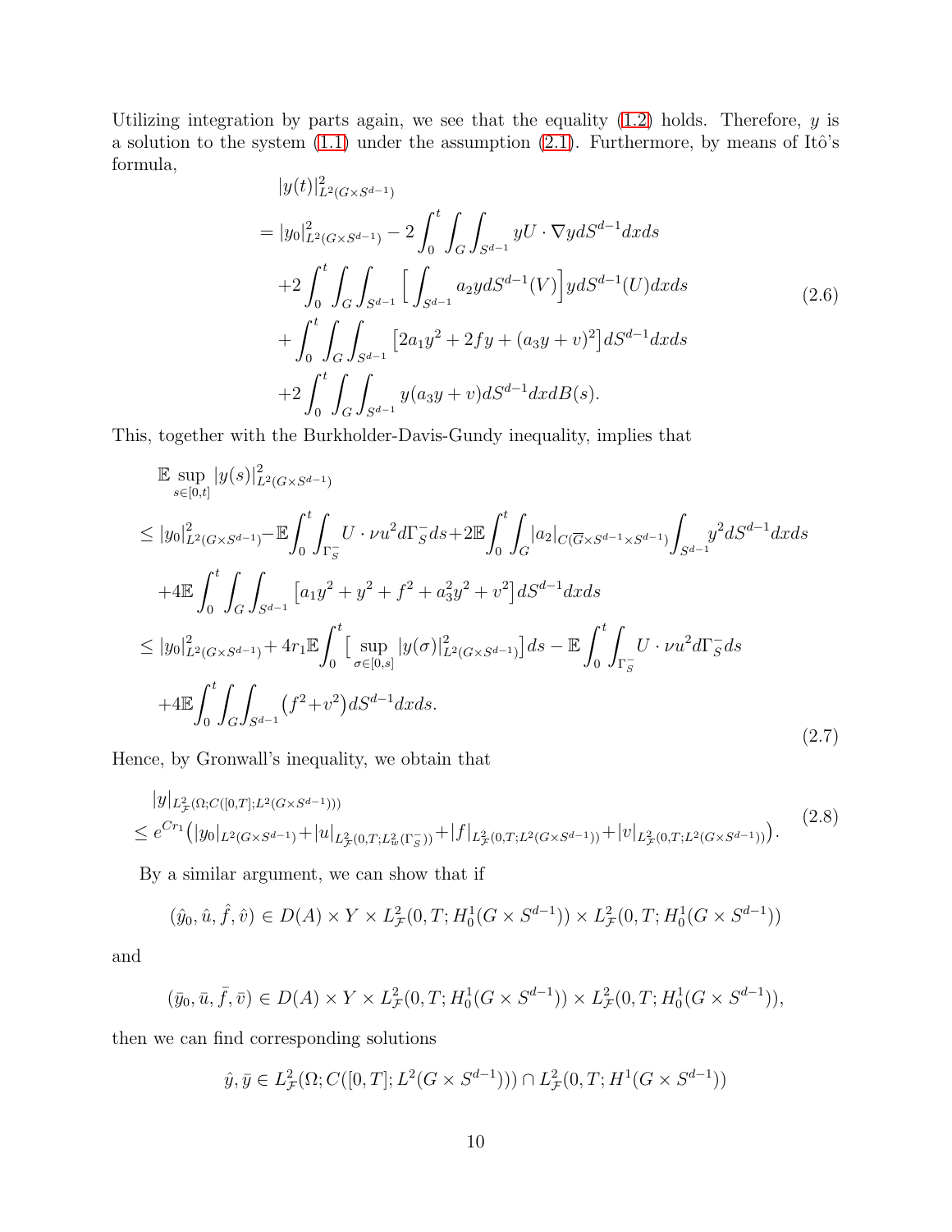Utilizing integration by parts again, we see that the equality (1.2) holds. Therefore, $y$ is a solution to the system (1.1) under the assumption (2.1). Furthermore, by means of Itô's formula,

$$
\begin{aligned}
& |y(t)|^2_{L^2(G\times S^{d-1})} \\
&= |y_0|^2_{L^2(G\times S^{d-1})} - 2\int_0^t \int_G \int_{S^{d-1}} yU\cdot\nabla y dS^{d-1}dxds \\
&\quad +2\int_0^t \int_G \int_{S^{d-1}} \Big[\int_{S^{d-1}} a_2 y dS^{d-1}(V)\Big] y dS^{d-1}(U)dxds \\
&\quad +\int_0^t \int_G \int_{S^{d-1}} \big[2a_1y^2+2fy+(a_3y+v)^2\big]dS^{d-1}dxds \\
&\quad +2\int_0^t \int_G \int_{S^{d-1}} y(a_3y+v)dS^{d-1}dxdB(s).
\end{aligned}
\tag{2.6}
$$

This, together with the Burkholder-Davis-Gundy inequality, implies that

$$
\begin{aligned}
& \mathbb{E}\sup_{s\in[0,t]}|y(s)|^2_{L^2(G\times S^{d-1})} \\
&\leq |y_0|^2_{L^2(G\times S^{d-1})} - \mathbb{E}\int_0^t\int_{\Gamma_S^-} U\cdot\nu u^2 d\Gamma_S^- ds + 2\mathbb{E}\int_0^t\int_G |a_2|_{C(\overline{G}\times S^{d-1}\times S^{d-1})}\int_{S^{d-1}} y^2 dS^{d-1}dxds \\
&\quad +4\mathbb{E}\int_0^t\int_G\int_{S^{d-1}}\big[a_1y^2+y^2+f^2+a_3^2y^2+v^2\big]dS^{d-1}dxds \\
&\leq |y_0|^2_{L^2(G\times S^{d-1})} + 4r_1\mathbb{E}\int_0^t\big[\sup_{\sigma\in[0,s]}|y(\sigma)|^2_{L^2(G\times S^{d-1})}\big]ds - \mathbb{E}\int_0^t\int_{\Gamma_S^-} U\cdot\nu u^2 d\Gamma_S^- ds \\
&\quad +4\mathbb{E}\int_0^t\int_G\int_{S^{d-1}}\big(f^2+v^2\big)dS^{d-1}dxds.
\end{aligned}
\tag{2.7}
$$

Hence, by Gronwall's inequality, we obtain that

$$
\begin{aligned}
& |y|_{L^2_{\mathcal{F}}(\Omega;C([0,T];L^2(G\times S^{d-1})))} \\
&\leq e^{Cr_1}\big(|y_0|_{L^2(G\times S^{d-1})}+|u|_{L^2_{\mathcal{F}}(0,T;L^2_w(\Gamma_S^-))}+|f|_{L^2_{\mathcal{F}}(0,T;L^2(G\times S^{d-1}))}+|v|_{L^2_{\mathcal{F}}(0,T;L^2(G\times S^{d-1}))}\big).
\end{aligned}
\tag{2.8}
$$

By a similar argument, we can show that if

$$
(\hat{y}_0,\hat{u},\hat{f},\hat{v})\in D(A)\times Y\times L^2_{\mathcal{F}}(0,T;H^1_0(G\times S^{d-1}))\times L^2_{\mathcal{F}}(0,T;H^1_0(G\times S^{d-1}))
$$

and

$$
(\bar{y}_0,\bar{u},\bar{f},\bar{v})\in D(A)\times Y\times L^2_{\mathcal{F}}(0,T;H^1_0(G\times S^{d-1}))\times L^2_{\mathcal{F}}(0,T;H^1_0(G\times S^{d-1})),
$$

then we can find corresponding solutions

$$
\hat{y},\bar{y}\in L^2_{\mathcal{F}}(\Omega;C([0,T];L^2(G\times S^{d-1})))\cap L^2_{\mathcal{F}}(0,T;H^1(G\times S^{d-1}))
$$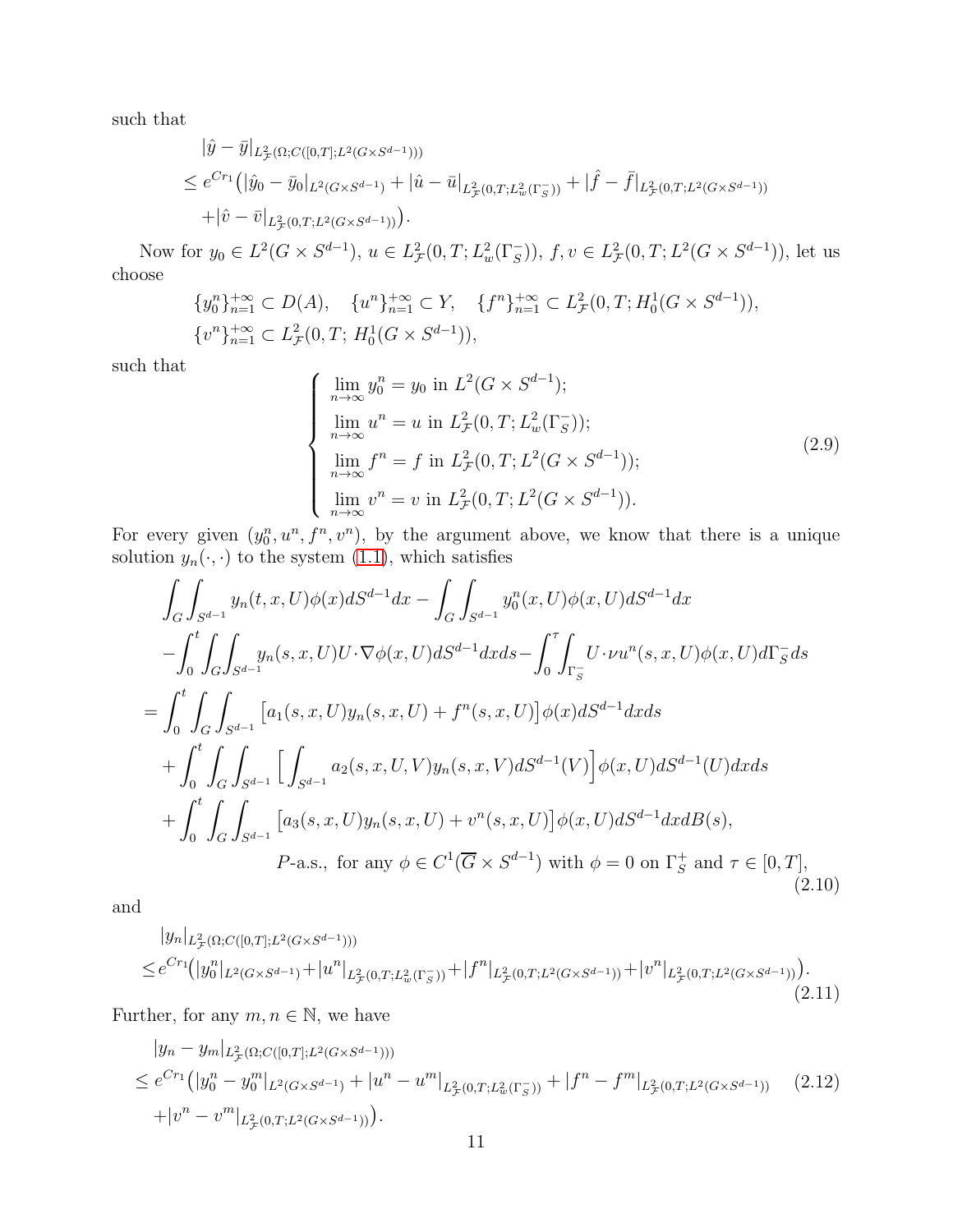such that

$$
\begin{aligned}
&|\hat{y}-\bar{y}|_{L^2_{\mathcal{F}}(\Omega;C([0,T];L^2(G\times S^{d-1})))}\\
&\leq e^{Cr_1}\big(|\hat{y}_0-\bar{y}_0|_{L^2(G\times S^{d-1})}+|\hat{u}-\bar{u}|_{L^2_{\mathcal{F}}(0,T;L^2_w(\Gamma^-_S))}+|\hat{f}-\bar{f}|_{L^2_{\mathcal{F}}(0,T;L^2(G\times S^{d-1}))}\\
&\quad+|\hat{v}-\bar{v}|_{L^2_{\mathcal{F}}(0,T;L^2(G\times S^{d-1}))}\big).
\end{aligned}
$$

Now for $y_0\in L^2(G\times S^{d-1})$, $u\in L^2_{\mathcal{F}}(0,T;L^2_w(\Gamma^-_S))$, $f,v\in L^2_{\mathcal{F}}(0,T;L^2(G\times S^{d-1}))$, let us choose

$$
\begin{aligned}
&\{y^n_0\}_{n=1}^{+\infty}\subset D(A),\quad \{u^n\}_{n=1}^{+\infty}\subset Y,\quad \{f^n\}_{n=1}^{+\infty}\subset L^2_{\mathcal{F}}(0,T;H^1_0(G\times S^{d-1})),\\
&\{v^n\}_{n=1}^{+\infty}\subset L^2_{\mathcal{F}}(0,T;\,H^1_0(G\times S^{d-1})),
\end{aligned}
$$

such that

$$
\left\{
\begin{aligned}
&\lim_{n\to\infty}y^n_0=y_0 \text{ in } L^2(G\times S^{d-1});\\
&\lim_{n\to\infty}u^n=u \text{ in } L^2_{\mathcal{F}}(0,T;L^2_w(\Gamma^-_S));\\
&\lim_{n\to\infty}f^n=f \text{ in } L^2_{\mathcal{F}}(0,T;L^2(G\times S^{d-1}));\\
&\lim_{n\to\infty}v^n=v \text{ in } L^2_{\mathcal{F}}(0,T;L^2(G\times S^{d-1})).
\end{aligned}
\right.
\tag{2.9}
$$

For every given $(y^n_0,u^n,f^n,v^n)$, by the argument above, we know that there is a unique solution $y_n(\cdot,\cdot)$ to the system (1.1), which satisfies

$$
\begin{aligned}
&\int_G\int_{S^{d-1}}y_n(t,x,U)\phi(x)dS^{d-1}dx-\int_G\int_{S^{d-1}}y^n_0(x,U)\phi(x,U)dS^{d-1}dx\\
&-\int_0^t\int_G\int_{S^{d-1}}y_n(s,x,U)U\cdot\nabla\phi(x,U)dS^{d-1}dxds-\int_0^\tau\int_{\Gamma^-_S}U\cdot\nu u^n(s,x,U)\phi(x,U)d\Gamma^-_S ds\\
=&\int_0^t\int_G\int_{S^{d-1}}\big[a_1(s,x,U)y_n(s,x,U)+f^n(s,x,U)\big]\phi(x)dS^{d-1}dxds\\
&+\int_0^t\int_G\int_{S^{d-1}}\Big[\int_{S^{d-1}}a_2(s,x,U,V)y_n(s,x,V)dS^{d-1}(V)\Big]\phi(x,U)dS^{d-1}(U)dxds\\
&+\int_0^t\int_G\int_{S^{d-1}}\big[a_3(s,x,U)y_n(s,x,U)+v^n(s,x,U)\big]\phi(x,U)dS^{d-1}dxdB(s),\\
&\qquad\qquad P\text{-a.s., for any } \phi\in C^1(\overline{G}\times S^{d-1}) \text{ with } \phi=0 \text{ on } \Gamma^+_S \text{ and } \tau\in[0,T],
\end{aligned}
\tag{2.10}
$$

and

$$
\begin{aligned}
&|y_n|_{L^2_{\mathcal{F}}(\Omega;C([0,T];L^2(G\times S^{d-1})))}\\
&\leq e^{Cr_1}\big(|y^n_0|_{L^2(G\times S^{d-1})}+|u^n|_{L^2_{\mathcal{F}}(0,T;L^2_w(\Gamma^-_S))}+|f^n|_{L^2_{\mathcal{F}}(0,T;L^2(G\times S^{d-1}))}+|v^n|_{L^2_{\mathcal{F}}(0,T;L^2(G\times S^{d-1}))}\big).
\end{aligned}
\tag{2.11}
$$

Further, for any $m,n\in\mathbb{N}$, we have

$$
\begin{aligned}
&|y_n-y_m|_{L^2_{\mathcal{F}}(\Omega;C([0,T];L^2(G\times S^{d-1})))}\\
&\leq e^{Cr_1}\big(|y^n_0-y^m_0|_{L^2(G\times S^{d-1})}+|u^n-u^m|_{L^2_{\mathcal{F}}(0,T;L^2_w(\Gamma^-_S))}+|f^n-f^m|_{L^2_{\mathcal{F}}(0,T;L^2(G\times S^{d-1}))}\\
&\quad+|v^n-v^m|_{L^2_{\mathcal{F}}(0,T;L^2(G\times S^{d-1}))}\big).
\end{aligned}
\tag{2.12}
$$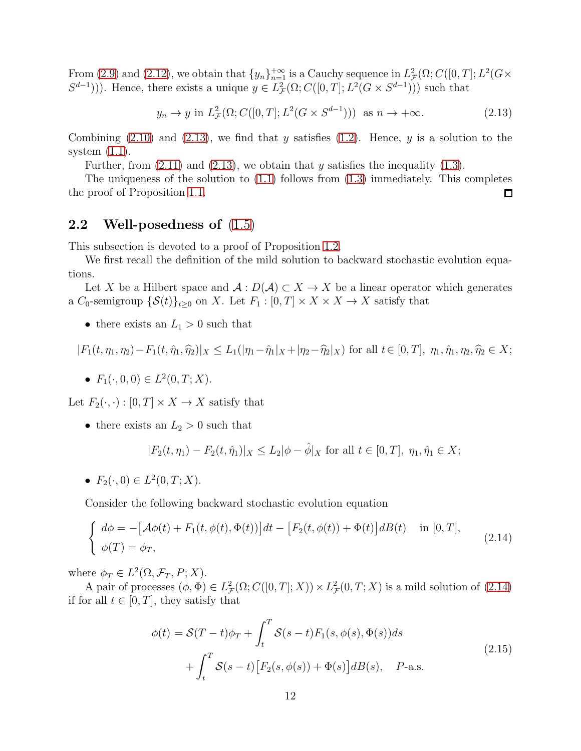From (2.9) and (2.12), we obtain that $\{y_n\}_{n=1}^{+\infty}$ is a Cauchy sequence in $L^2_{\mathcal{F}}(\Omega; C([0,T]; L^2(G\times S^{d-1})))$. Hence, there exists a unique $y \in L^2_{\mathcal{F}}(\Omega; C([0,T]; L^2(G \times S^{d-1})))$ such that

$$
y_n \to y \text{ in } L^2_{\mathcal{F}}(\Omega; C([0,T]; L^2(G \times S^{d-1}))) \;\text{ as } n \to +\infty. \tag{2.13}
$$

Combining (2.10) and (2.13), we find that $y$ satisfies (1.2). Hence, $y$ is a solution to the system (1.1).

Further, from (2.11) and (2.13), we obtain that $y$ satisfies the inequality (1.3).

The uniqueness of the solution to (1.1) follows from (1.3) immediately. This completes the proof of Proposition 1.1. $\square$

## 2.2 Well-posedness of (1.5)

This subsection is devoted to a proof of Proposition 1.2.

We first recall the definition of the mild solution to backward stochastic evolution equations.

Let $X$ be a Hilbert space and $\mathcal{A} : D(\mathcal{A}) \subset X \to X$ be a linear operator which generates a $C_0$-semigroup $\{\mathcal{S}(t)\}_{t\geq 0}$ on $X$. Let $F_1 : [0,T] \times X \times X \to X$ satisfy that

- there exists an $L_1 > 0$ such that

$$
|F_1(t,\eta_1,\eta_2)-F_1(t,\hat{\eta}_1,\widehat{\eta}_2)|_X \leq L_1(|\eta_1-\hat{\eta}_1|_X+|\eta_2-\widehat{\eta}_2|_X) \text{ for all } t\in[0,T],\ \eta_1,\hat{\eta}_1,\eta_2,\widehat{\eta}_2 \in X;
$$

- $F_1(\cdot,0,0) \in L^2(0,T;X)$.

Let $F_2(\cdot,\cdot) : [0,T] \times X \to X$ satisfy that

- there exists an $L_2 > 0$ such that

$$
|F_2(t,\eta_1) - F_2(t,\hat{\eta}_1)|_X \leq L_2|\phi - \hat{\phi}|_X \text{ for all } t \in [0,T],\ \eta_1,\hat{\eta}_1 \in X;
$$

- $F_2(\cdot,0) \in L^2(0,T;X)$.

Consider the following backward stochastic evolution equation

$$
\begin{cases}
d\phi = -\big[\mathcal{A}\phi(t) + F_1(t,\phi(t),\Phi(t))\big]dt - \big[F_2(t,\phi(t)) + \Phi(t)\big]dB(t) \quad \text{in } [0,T],\\
\phi(T) = \phi_T,
\end{cases} \tag{2.14}
$$

where $\phi_T \in L^2(\Omega,\mathcal{F}_T,P;X)$.

A pair of processes $(\phi,\Phi) \in L^2_{\mathcal{F}}(\Omega;C([0,T];X)) \times L^2_{\mathcal{F}}(0,T;X)$ is a mild solution of (2.14) if for all $t \in [0,T]$, they satisfy that

$$
\begin{aligned}
\phi(t) = {}& \mathcal{S}(T-t)\phi_T + \int_t^T \mathcal{S}(s-t)F_1(s,\phi(s),\Phi(s))ds \\
&+ \int_t^T \mathcal{S}(s-t)\big[F_2(s,\phi(s)) + \Phi(s)\big]dB(s), \quad P\text{-a.s.}
\end{aligned} \tag{2.15}
$$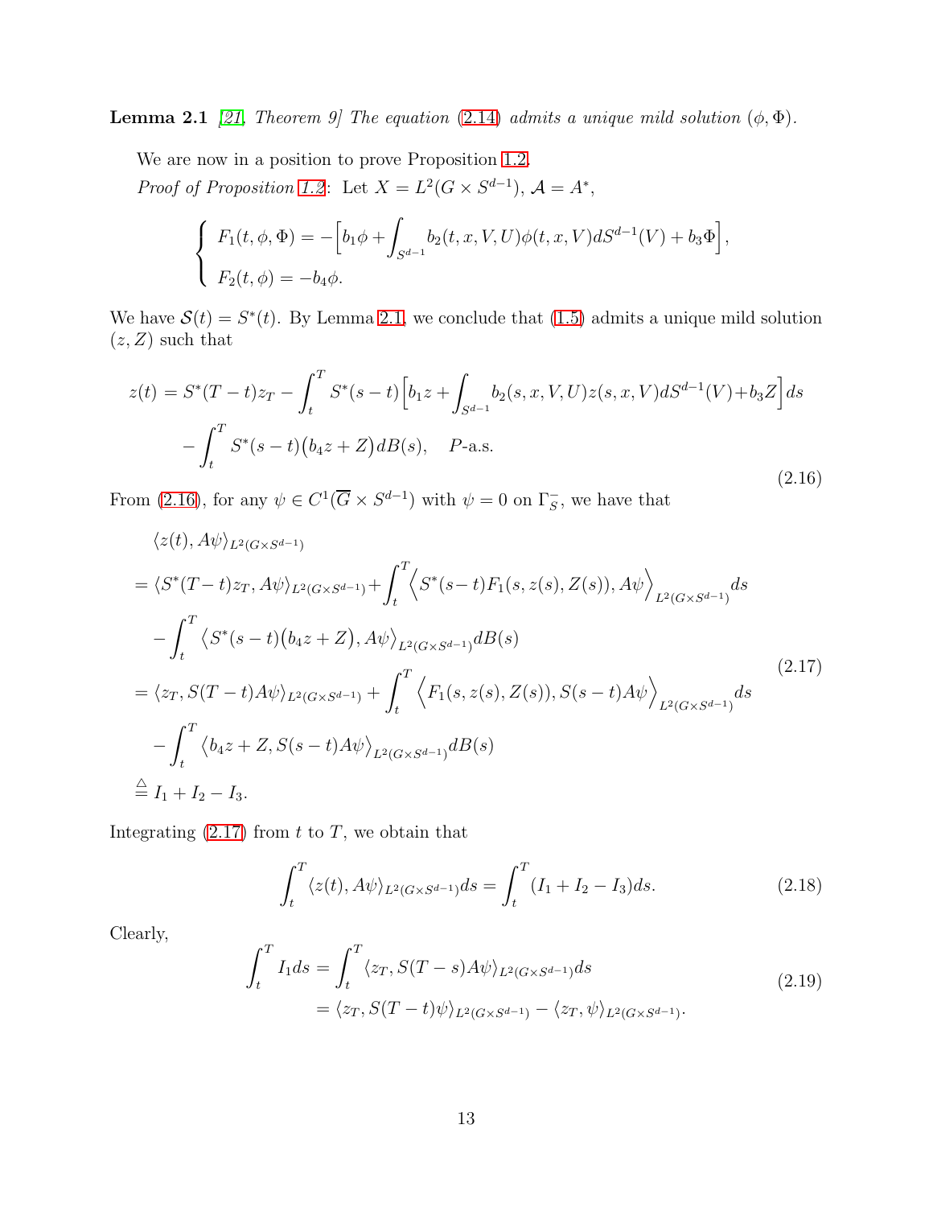**Lemma 2.1** *[21, Theorem 9] The equation (2.14) admits a unique mild solution $(\phi, \Phi)$.*

We are now in a position to prove Proposition 1.2.

*Proof of Proposition 1.2*: Let $X = L^2(G\times S^{d-1})$, $\mathcal{A} = A^*$,

$$
\begin{cases}
F_1(t,\phi,\Phi) = -\Big[b_1\phi + \displaystyle\int_{S^{d-1}} b_2(t,x,V,U)\phi(t,x,V)dS^{d-1}(V) + b_3\Phi\Big],\\
F_2(t,\phi) = -b_4\phi.
\end{cases}
$$

We have $\mathcal{S}(t) = S^*(t)$. By Lemma 2.1, we conclude that (1.5) admits a unique mild solution $(z, Z)$ such that

$$
\begin{aligned}
z(t) &= S^*(T-t)z_T - \int_t^T S^*(s-t)\Big[b_1 z + \int_{S^{d-1}} b_2(s,x,V,U)z(s,x,V)dS^{d-1}(V) + b_3 Z\Big]ds\\
&\quad - \int_t^T S^*(s-t)\big(b_4 z + Z\big)dB(s), \quad P\text{-a.s.}
\end{aligned}
\tag{2.16}
$$

From (2.16), for any $\psi \in C^1(\overline{G}\times S^{d-1})$ with $\psi = 0$ on $\Gamma_S^-$, we have that

$$
\begin{aligned}
&\langle z(t), A\psi\rangle_{L^2(G\times S^{d-1})}\\
&= \langle S^*(T-t)z_T, A\psi\rangle_{L^2(G\times S^{d-1})} + \int_t^T \Big\langle S^*(s-t)F_1(s,z(s),Z(s)), A\psi\Big\rangle_{L^2(G\times S^{d-1})} ds\\
&\quad - \int_t^T \big\langle S^*(s-t)\big(b_4 z + Z\big), A\psi\big\rangle_{L^2(G\times S^{d-1})} dB(s)\\
&= \langle z_T, S(T-t)A\psi\rangle_{L^2(G\times S^{d-1})} + \int_t^T \Big\langle F_1(s,z(s),Z(s)), S(s-t)A\psi\Big\rangle_{L^2(G\times S^{d-1})} ds\\
&\quad - \int_t^T \big\langle b_4 z + Z, S(s-t)A\psi\big\rangle_{L^2(G\times S^{d-1})} dB(s)\\
&\overset{\triangle}{=} I_1 + I_2 - I_3.
\end{aligned}
\tag{2.17}
$$

Integrating (2.17) from $t$ to $T$, we obtain that

$$
\int_t^T \langle z(t), A\psi\rangle_{L^2(G\times S^{d-1})} ds = \int_t^T (I_1 + I_2 - I_3) ds. \tag{2.18}
$$

Clearly,

$$
\begin{aligned}
\int_t^T I_1 ds &= \int_t^T \langle z_T, S(T-s)A\psi\rangle_{L^2(G\times S^{d-1})} ds\\
&= \langle z_T, S(T-t)\psi\rangle_{L^2(G\times S^{d-1})} - \langle z_T, \psi\rangle_{L^2(G\times S^{d-1})}.
\end{aligned}
\tag{2.19}
$$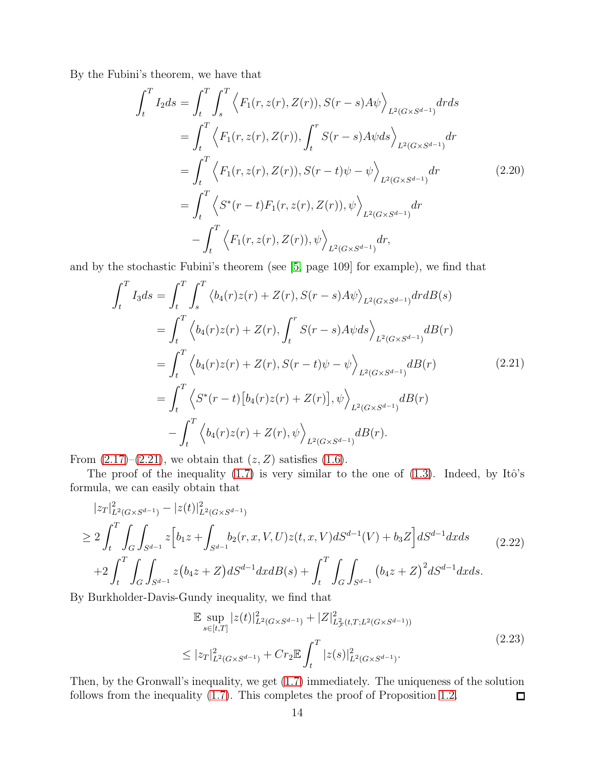By the Fubini's theorem, we have that

$$
\begin{aligned}
\int_t^T I_2 ds &= \int_t^T \int_s^T \Big\langle F_1(r,z(r),Z(r)), S(r-s)A\psi \Big\rangle_{L^2(G\times S^{d-1})} dr ds \\
&= \int_t^T \Big\langle F_1(r,z(r),Z(r)), \int_t^r S(r-s)A\psi ds \Big\rangle_{L^2(G\times S^{d-1})} dr \\
&= \int_t^T \Big\langle F_1(r,z(r),Z(r)), S(r-t)\psi - \psi \Big\rangle_{L^2(G\times S^{d-1})} dr \\
&= \int_t^T \Big\langle S^*(r-t)F_1(r,z(r),Z(r)), \psi \Big\rangle_{L^2(G\times S^{d-1})} dr \\
&\quad - \int_t^T \Big\langle F_1(r,z(r),Z(r)), \psi \Big\rangle_{L^2(G\times S^{d-1})} dr,
\end{aligned}
\tag{2.20}
$$

and by the stochastic Fubini's theorem (see [5, page 109] for example), we find that

$$
\begin{aligned}
\int_t^T I_3 ds &= \int_t^T \int_s^T \big\langle b_4(r)z(r) + Z(r), S(r-s)A\psi \big\rangle_{L^2(G\times S^{d-1})} dr dB(s) \\
&= \int_t^T \Big\langle b_4(r)z(r) + Z(r), \int_t^r S(r-s)A\psi ds \Big\rangle_{L^2(G\times S^{d-1})} dB(r) \\
&= \int_t^T \Big\langle b_4(r)z(r) + Z(r), S(r-t)\psi - \psi \Big\rangle_{L^2(G\times S^{d-1})} dB(r) \\
&= \int_t^T \Big\langle S^*(r-t)\big[b_4(r)z(r) + Z(r)\big], \psi \Big\rangle_{L^2(G\times S^{d-1})} dB(r) \\
&\quad - \int_t^T \Big\langle b_4(r)z(r) + Z(r), \psi \Big\rangle_{L^2(G\times S^{d-1})} dB(r).
\end{aligned}
\tag{2.21}
$$

From (2.17)–(2.21), we obtain that $(z, Z)$ satisfies (1.6).

The proof of the inequality (1.7) is very similar to the one of (1.3). Indeed, by Itô's formula, we can easily obtain that

$$
\begin{aligned}
&|z_T|^2_{L^2(G\times S^{d-1})} - |z(t)|^2_{L^2(G\times S^{d-1})} \\
\geq\, & 2\int_t^T \int_G \int_{S^{d-1}} z\Big[b_1 z + \int_{S^{d-1}} b_2(r,x,V,U)z(t,x,V)dS^{d-1}(V) + b_3 Z\Big] dS^{d-1}dxds \\
&+ 2\int_t^T \int_G \int_{S^{d-1}} z\big(b_4 z + Z\big) dS^{d-1}dxdB(s) + \int_t^T \int_G \int_{S^{d-1}} \big(b_4 z + Z\big)^2 dS^{d-1}dxds.
\end{aligned}
\tag{2.22}
$$

By Burkholder-Davis-Gundy inequality, we find that

$$
\begin{aligned}
&\mathbb{E} \sup_{s\in[t,T]} |z(t)|^2_{L^2(G\times S^{d-1})} + |Z|^2_{L^2_{\mathcal{F}}(t,T;L^2(G\times S^{d-1}))} \\
&\leq |z_T|^2_{L^2(G\times S^{d-1})} + Cr_2 \mathbb{E}\int_t^T |z(s)|^2_{L^2(G\times S^{d-1})}.
\end{aligned}
\tag{2.23}
$$

Then, by the Gronwall's inequality, we get (1.7) immediately. The uniqueness of the solution follows from the inequality (1.7). This completes the proof of Proposition 1.2. $\square$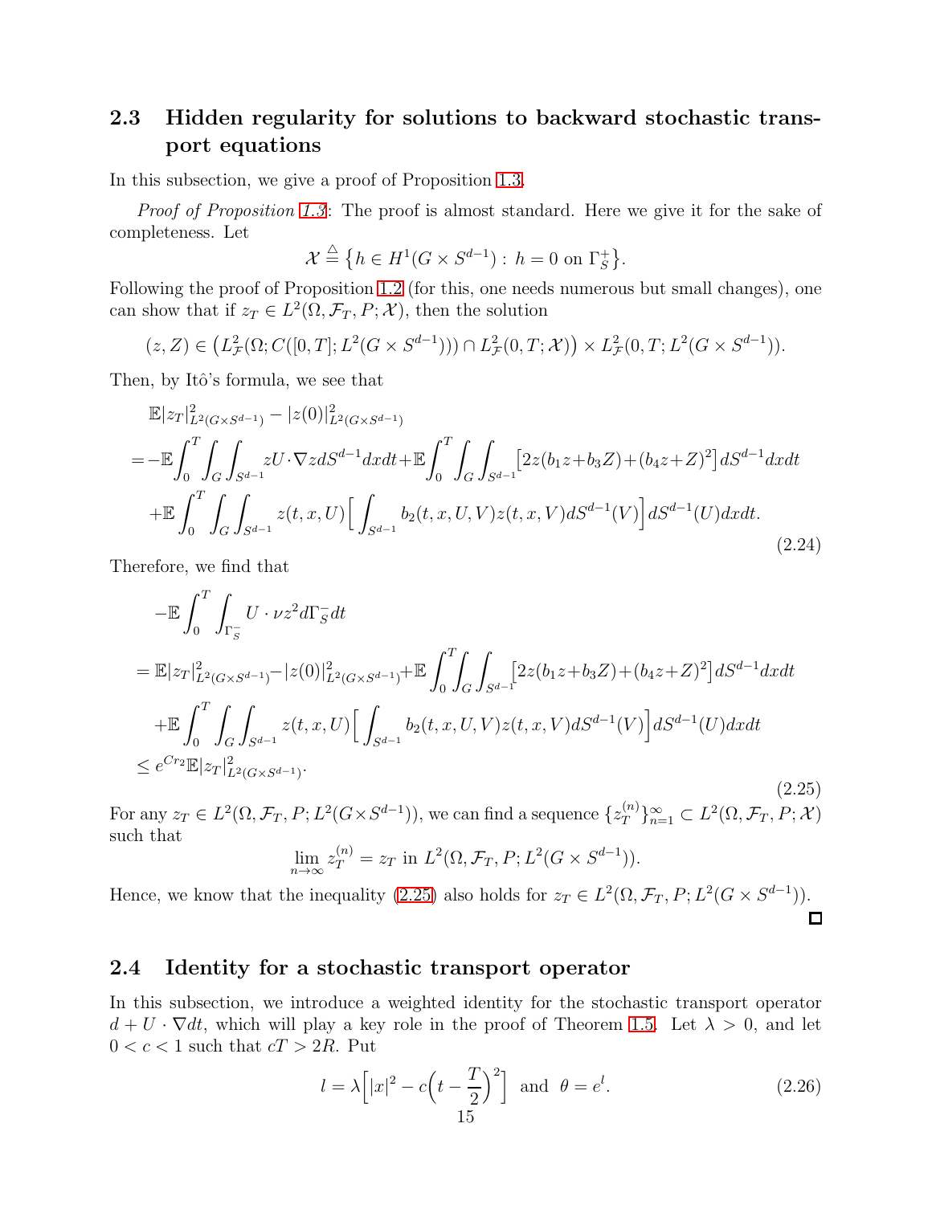## 2.3 Hidden regularity for solutions to backward stochastic transport equations

In this subsection, we give a proof of Proposition 1.3.

*Proof of Proposition 1.3*: The proof is almost standard. Here we give it for the sake of completeness. Let

$$
\mathcal{X} \stackrel{\triangle}{=} \big\{ h \in H^1(G\times S^{d-1}) :\ h = 0 \text{ on } \Gamma_S^+ \big\}.
$$

Following the proof of Proposition 1.2 (for this, one needs numerous but small changes), one can show that if $z_T \in L^2(\Omega, \mathcal{F}_T, P; \mathcal{X})$, then the solution

$$
(z, Z) \in \big( L^2_{\mathcal{F}}(\Omega; C([0,T]; L^2(G\times S^{d-1}))) \cap L^2_{\mathcal{F}}(0,T;\mathcal{X}) \big) \times L^2_{\mathcal{F}}(0,T; L^2(G\times S^{d-1})).
$$

Then, by Itô's formula, we see that

$$
\begin{aligned}
&\mathbb{E}|z_T|^2_{L^2(G\times S^{d-1})} - |z(0)|^2_{L^2(G\times S^{d-1})}\\
&= -\mathbb{E}\int_0^T\int_G\int_{S^{d-1}} zU\cdot\nabla z dS^{d-1}dxdt + \mathbb{E}\int_0^T\int_G\int_{S^{d-1}} \big[2z(b_1 z + b_3 Z) + (b_4 z + Z)^2\big] dS^{d-1}dxdt\\
&\quad + \mathbb{E}\int_0^T\int_G\int_{S^{d-1}} z(t,x,U)\Big[\int_{S^{d-1}} b_2(t,x,U,V) z(t,x,V) dS^{d-1}(V)\Big] dS^{d-1}(U)dxdt.
\end{aligned}
\tag{2.24}
$$

Therefore, we find that

$$
\begin{aligned}
&-\mathbb{E}\int_0^T\int_{\Gamma_S^-} U\cdot\nu z^2 d\Gamma_S^- dt\\
&= \mathbb{E}|z_T|^2_{L^2(G\times S^{d-1})} - |z(0)|^2_{L^2(G\times S^{d-1})} + \mathbb{E}\int_0^T\int_G\int_{S^{d-1}} \big[2z(b_1 z + b_3 Z) + (b_4 z + Z)^2\big] dS^{d-1}dxdt\\
&\quad + \mathbb{E}\int_0^T\int_G\int_{S^{d-1}} z(t,x,U)\Big[\int_{S^{d-1}} b_2(t,x,U,V) z(t,x,V) dS^{d-1}(V)\Big] dS^{d-1}(U)dxdt\\
&\le e^{Cr_2}\mathbb{E}|z_T|^2_{L^2(G\times S^{d-1})}.
\end{aligned}
\tag{2.25}
$$

For any $z_T \in L^2(\Omega, \mathcal{F}_T, P; L^2(G\times S^{d-1}))$, we can find a sequence $\{z_T^{(n)}\}_{n=1}^\infty \subset L^2(\Omega, \mathcal{F}_T, P; \mathcal{X})$ such that

$$
\lim_{n\to\infty} z_T^{(n)} = z_T \text{ in } L^2(\Omega, \mathcal{F}_T, P; L^2(G\times S^{d-1})).
$$

Hence, we know that the inequality (2.25) also holds for $z_T \in L^2(\Omega, \mathcal{F}_T, P; L^2(G\times S^{d-1}))$. □

## 2.4 Identity for a stochastic transport operator

In this subsection, we introduce a weighted identity for the stochastic transport operator $d + U\cdot\nabla dt$, which will play a key role in the proof of Theorem 1.5. Let $\lambda > 0$, and let $0 < c < 1$ such that $cT > 2R$. Put

$$
l = \lambda\Big[|x|^2 - c\Big(t - \frac{T}{2}\Big)^2\Big] \ \text{ and } \ \theta = e^l.
\tag{2.26}
$$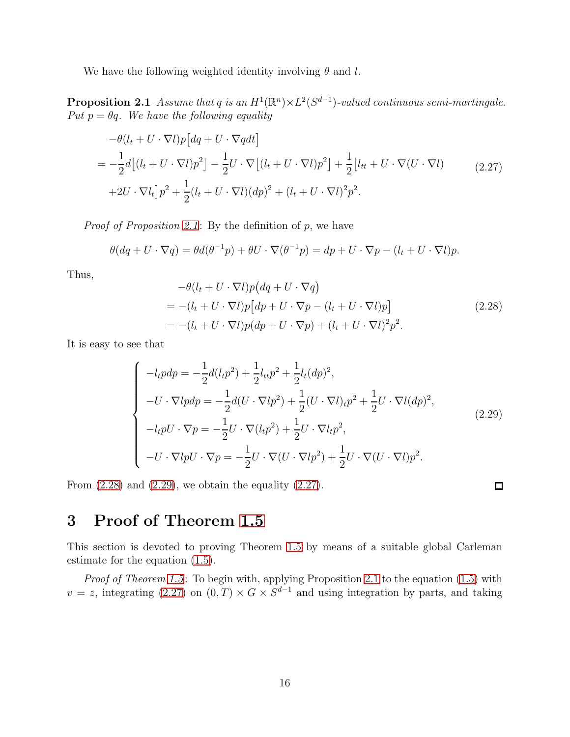We have the following weighted identity involving $\theta$ and $l$.

**Proposition 2.1** *Assume that $q$ is an $H^1(\mathbb{R}^n)\times L^2(S^{d-1})$-valued continuous semi-martingale. Put $p=\theta q$. We have the following equality*

$$
\begin{aligned}
&-\theta(l_t+U\cdot\nabla l)p\big[dq+U\cdot\nabla q dt\big]\\
&=-\frac{1}{2}d\big[(l_t+U\cdot\nabla l)p^2\big]-\frac{1}{2}U\cdot\nabla\big[(l_t+U\cdot\nabla l)p^2\big]+\frac{1}{2}\big[l_{tt}+U\cdot\nabla(U\cdot\nabla l)\\
&\quad+2U\cdot\nabla l_t\big]p^2+\frac{1}{2}(l_t+U\cdot\nabla l)(dp)^2+(l_t+U\cdot\nabla l)^2p^2.
\end{aligned}
\tag{2.27}
$$

*Proof of Proposition 2.1*: By the definition of $p$, we have

$$
\theta(dq+U\cdot\nabla q)=\theta d(\theta^{-1}p)+\theta U\cdot\nabla(\theta^{-1}p)=dp+U\cdot\nabla p-(l_t+U\cdot\nabla l)p.
$$

Thus,

$$
\begin{aligned}
&-\theta(l_t+U\cdot\nabla l)p\big(dq+U\cdot\nabla q\big)\\
&=-(l_t+U\cdot\nabla l)p\big[dp+U\cdot\nabla p-(l_t+U\cdot\nabla l)p\big]\\
&=-(l_t+U\cdot\nabla l)p(dp+U\cdot\nabla p)+(l_t+U\cdot\nabla l)^2p^2.
\end{aligned}
\tag{2.28}
$$

It is easy to see that

$$
\left\{
\begin{aligned}
&-l_tpdp=-\frac{1}{2}d(l_tp^2)+\frac{1}{2}l_{tt}p^2+\frac{1}{2}l_t(dp)^2,\\
&-U\cdot\nabla lpdp=-\frac{1}{2}d(U\cdot\nabla lp^2)+\frac{1}{2}(U\cdot\nabla l)_tp^2+\frac{1}{2}U\cdot\nabla l(dp)^2,\\
&-l_tpU\cdot\nabla p=-\frac{1}{2}U\cdot\nabla(l_tp^2)+\frac{1}{2}U\cdot\nabla l_tp^2,\\
&-U\cdot\nabla lpU\cdot\nabla p=-\frac{1}{2}U\cdot\nabla(U\cdot\nabla lp^2)+\frac{1}{2}U\cdot\nabla(U\cdot\nabla l)p^2.
\end{aligned}
\right.
\tag{2.29}
$$

From (2.28) and (2.29), we obtain the equality (2.27). $\square$

# 3 Proof of Theorem 1.5

This section is devoted to proving Theorem 1.5 by means of a suitable global Carleman estimate for the equation (1.5).

*Proof of Theorem 1.5*: To begin with, applying Proposition 2.1 to the equation (1.5) with $v=z$, integrating (2.27) on $(0,T)\times G\times S^{d-1}$ and using integration by parts, and taking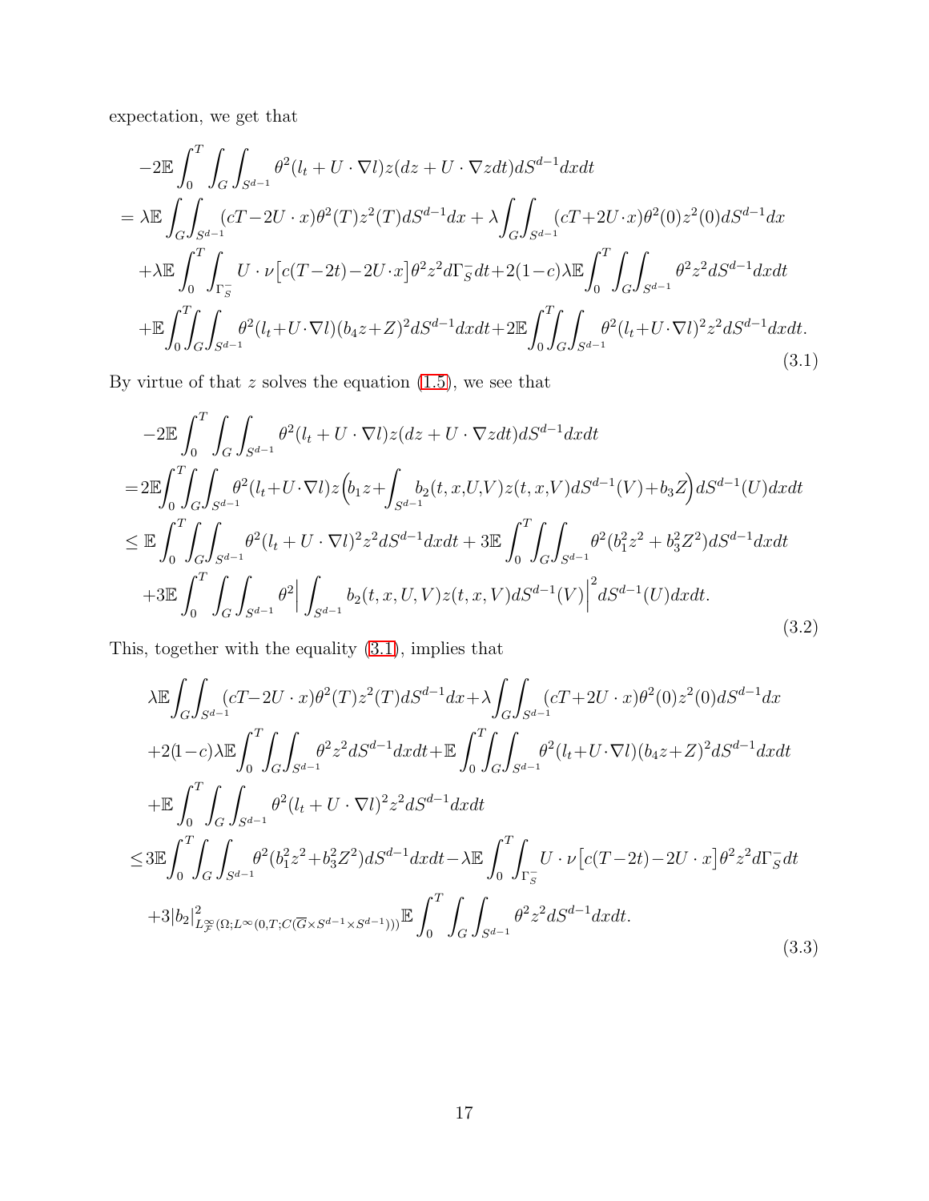expectation, we get that

$$
\begin{aligned}
&-2\mathbb{E}\int_0^T\int_G\int_{S^{d-1}}\theta^2(l_t+U\cdot\nabla l)z(dz+U\cdot\nabla z dt)dS^{d-1}dxdt\\
&=\lambda\mathbb{E}\int_G\int_{S^{d-1}}(cT-2U\cdot x)\theta^2(T)z^2(T)dS^{d-1}dx+\lambda\int_G\int_{S^{d-1}}(cT+2U\cdot x)\theta^2(0)z^2(0)dS^{d-1}dx\\
&\quad+\lambda\mathbb{E}\int_0^T\int_{\Gamma_S^-}U\cdot\nu\big[c(T-2t)-2U\cdot x\big]\theta^2z^2d\Gamma_S^-dt+2(1-c)\lambda\mathbb{E}\int_0^T\int_G\int_{S^{d-1}}\theta^2z^2dS^{d-1}dxdt\\
&\quad+\mathbb{E}\int_0^T\int_G\int_{S^{d-1}}\theta^2(l_t+U\cdot\nabla l)(b_4z+Z)^2dS^{d-1}dxdt+2\mathbb{E}\int_0^T\int_G\int_{S^{d-1}}\theta^2(l_t+U\cdot\nabla l)^2z^2dS^{d-1}dxdt.
\end{aligned}
\tag{3.1}
$$

By virtue of that $z$ solves the equation (1.5), we see that

$$
\begin{aligned}
&-2\mathbb{E}\int_0^T\int_G\int_{S^{d-1}}\theta^2(l_t+U\cdot\nabla l)z(dz+U\cdot\nabla z dt)dS^{d-1}dxdt\\
&=2\mathbb{E}\int_0^T\int_G\int_{S^{d-1}}\theta^2(l_t+U\cdot\nabla l)z\Big(b_1z+\int_{S^{d-1}}b_2(t,x,U,V)z(t,x,V)dS^{d-1}(V)+b_3Z\Big)dS^{d-1}(U)dxdt\\
&\leq\mathbb{E}\int_0^T\int_G\int_{S^{d-1}}\theta^2(l_t+U\cdot\nabla l)^2z^2dS^{d-1}dxdt+3\mathbb{E}\int_0^T\int_G\int_{S^{d-1}}\theta^2(b_1^2z^2+b_3^2Z^2)dS^{d-1}dxdt\\
&\quad+3\mathbb{E}\int_0^T\int_G\int_{S^{d-1}}\theta^2\Big|\int_{S^{d-1}}b_2(t,x,U,V)z(t,x,V)dS^{d-1}(V)\Big|^2dS^{d-1}(U)dxdt.
\end{aligned}
\tag{3.2}
$$

This, together with the equality (3.1), implies that

$$
\begin{aligned}
&\lambda\mathbb{E}\int_G\int_{S^{d-1}}(cT-2U\cdot x)\theta^2(T)z^2(T)dS^{d-1}dx+\lambda\int_G\int_{S^{d-1}}(cT+2U\cdot x)\theta^2(0)z^2(0)dS^{d-1}dx\\
&\quad+2(1-c)\lambda\mathbb{E}\int_0^T\int_G\int_{S^{d-1}}\theta^2z^2dS^{d-1}dxdt+\mathbb{E}\int_0^T\int_G\int_{S^{d-1}}\theta^2(l_t+U\cdot\nabla l)(b_4z+Z)^2dS^{d-1}dxdt\\
&\quad+\mathbb{E}\int_0^T\int_G\int_{S^{d-1}}\theta^2(l_t+U\cdot\nabla l)^2z^2dS^{d-1}dxdt\\
&\leq 3\mathbb{E}\int_0^T\int_G\int_{S^{d-1}}\theta^2(b_1^2z^2+b_3^2Z^2)dS^{d-1}dxdt-\lambda\mathbb{E}\int_0^T\int_{\Gamma_S^-}U\cdot\nu\big[c(T-2t)-2U\cdot x\big]\theta^2z^2d\Gamma_S^-dt\\
&\quad+3|b_2|^2_{L^\infty_{\mathcal{F}}(\Omega;L^\infty(0,T;C(\overline{G}\times S^{d-1}\times S^{d-1})))}\mathbb{E}\int_0^T\int_G\int_{S^{d-1}}\theta^2z^2dS^{d-1}dxdt.
\end{aligned}
\tag{3.3}
$$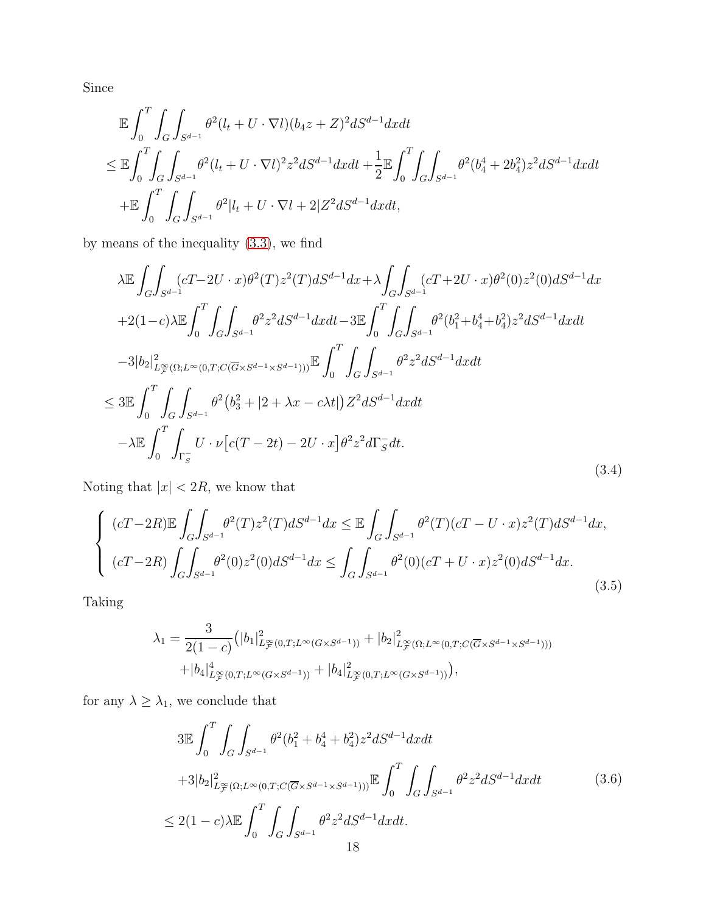Since

$$
\begin{aligned}
&\mathbb{E}\int_0^T\int_G\int_{S^{d-1}}\theta^2(l_t+U\cdot\nabla l)(b_4z+Z)^2dS^{d-1}dxdt\\
&\leq \mathbb{E}\int_0^T\int_G\int_{S^{d-1}}\theta^2(l_t+U\cdot\nabla l)^2z^2dS^{d-1}dxdt+\frac{1}{2}\mathbb{E}\int_0^T\int_G\int_{S^{d-1}}\theta^2(b_4^4+2b_4^2)z^2dS^{d-1}dxdt\\
&\quad+\mathbb{E}\int_0^T\int_G\int_{S^{d-1}}\theta^2|l_t+U\cdot\nabla l+2|Z^2dS^{d-1}dxdt,
\end{aligned}
$$

by means of the inequality (3.3), we find

$$
\begin{aligned}
&\lambda\mathbb{E}\int_G\int_{S^{d-1}}(cT-2U\cdot x)\theta^2(T)z^2(T)dS^{d-1}dx+\lambda\int_G\int_{S^{d-1}}(cT+2U\cdot x)\theta^2(0)z^2(0)dS^{d-1}dx\\
&+2(1-c)\lambda\mathbb{E}\int_0^T\int_G\int_{S^{d-1}}\theta^2z^2dS^{d-1}dxdt-3\mathbb{E}\int_0^T\int_G\int_{S^{d-1}}\theta^2(b_1^2+b_4^4+b_4^2)z^2dS^{d-1}dxdt\\
&-3|b_2|^2_{L^\infty_{\mathcal{F}}(\Omega;L^\infty(0,T;C(\overline{G}\times S^{d-1}\times S^{d-1})))}\mathbb{E}\int_0^T\int_G\int_{S^{d-1}}\theta^2z^2dS^{d-1}dxdt\\
&\leq 3\mathbb{E}\int_0^T\int_G\int_{S^{d-1}}\theta^2\big(b_3^2+|2+\lambda x-c\lambda t|\big)Z^2dS^{d-1}dxdt\\
&\quad-\lambda\mathbb{E}\int_0^T\int_{\Gamma_S^-}U\cdot\nu\big[c(T-2t)-2U\cdot x\big]\theta^2z^2d\Gamma_S^-dt.
\end{aligned}
\tag{3.4}
$$

Noting that $|x|<2R$, we know that

$$
\left\{
\begin{aligned}
&(cT-2R)\mathbb{E}\int_G\int_{S^{d-1}}\theta^2(T)z^2(T)dS^{d-1}dx\leq\mathbb{E}\int_G\int_{S^{d-1}}\theta^2(T)(cT-U\cdot x)z^2(T)dS^{d-1}dx,\\
&(cT-2R)\int_G\int_{S^{d-1}}\theta^2(0)z^2(0)dS^{d-1}dx\leq\int_G\int_{S^{d-1}}\theta^2(0)(cT+U\cdot x)z^2(0)dS^{d-1}dx.
\end{aligned}
\right.
\tag{3.5}
$$

Taking

$$
\begin{aligned}
\lambda_1=\frac{3}{2(1-c)}\big(&|b_1|^2_{L^\infty_{\mathcal{F}}(0,T;L^\infty(G\times S^{d-1}))}+|b_2|^2_{L^\infty_{\mathcal{F}}(\Omega;L^\infty(0,T;C(\overline{G}\times S^{d-1}\times S^{d-1})))}\\
&+|b_4|^4_{L^\infty_{\mathcal{F}}(0,T;L^\infty(G\times S^{d-1}))}+|b_4|^2_{L^\infty_{\mathcal{F}}(0,T;L^\infty(G\times S^{d-1}))}\big),
\end{aligned}
$$

for any $\lambda\geq\lambda_1$, we conclude that

$$
\begin{aligned}
&3\mathbb{E}\int_0^T\int_G\int_{S^{d-1}}\theta^2(b_1^2+b_4^4+b_4^2)z^2dS^{d-1}dxdt\\
&+3|b_2|^2_{L^\infty_{\mathcal{F}}(\Omega;L^\infty(0,T;C(\overline{G}\times S^{d-1}\times S^{d-1})))}\mathbb{E}\int_0^T\int_G\int_{S^{d-1}}\theta^2z^2dS^{d-1}dxdt\\
&\leq 2(1-c)\lambda\mathbb{E}\int_0^T\int_G\int_{S^{d-1}}\theta^2z^2dS^{d-1}dxdt.
\end{aligned}
\tag{3.6}
$$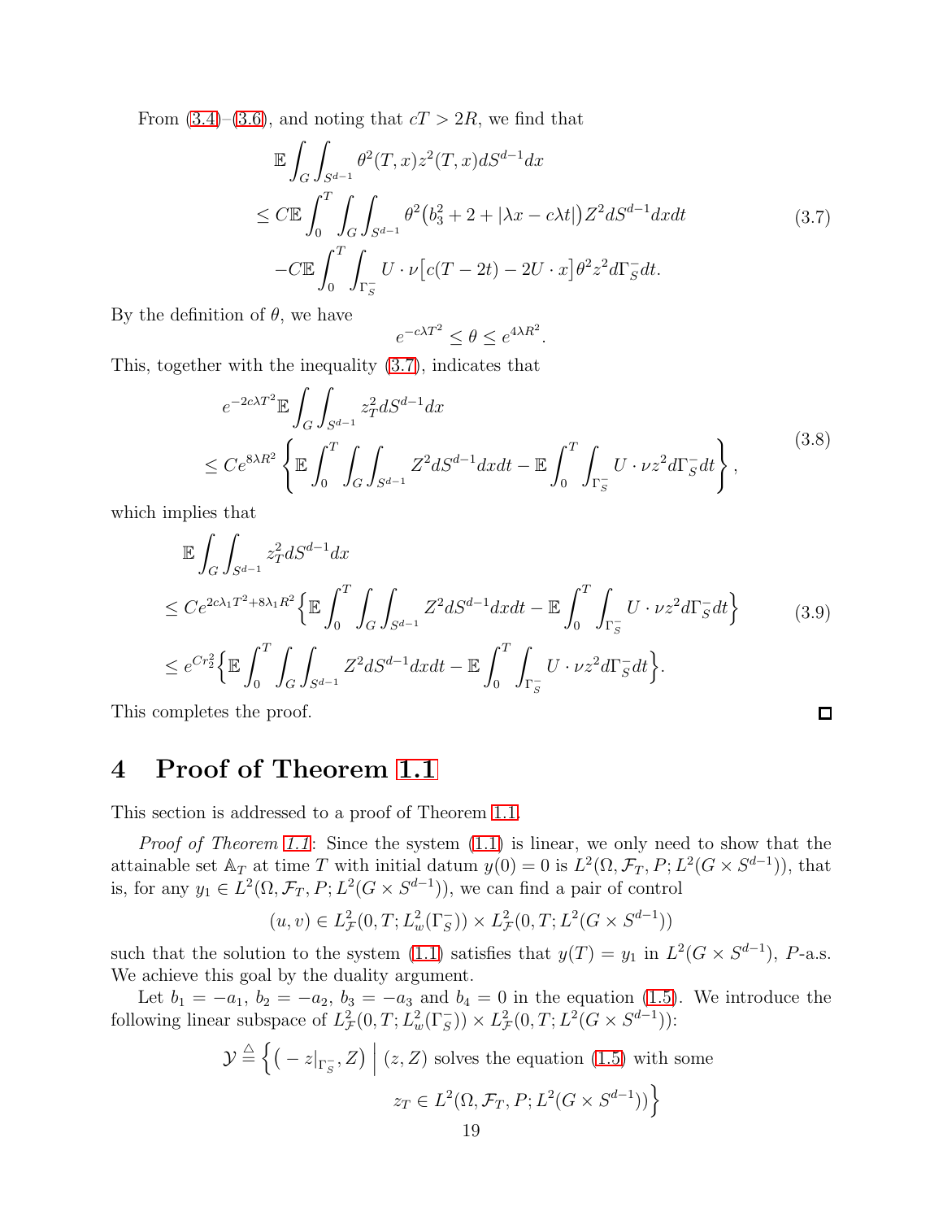From (3.4)–(3.6), and noting that $cT > 2R$, we find that

$$
\begin{aligned}
&\mathbb{E}\int_G\int_{S^{d-1}} \theta^2(T,x)z^2(T,x)dS^{d-1}dx\\
&\leq C\mathbb{E}\int_0^T\int_G\int_{S^{d-1}} \theta^2\big(b_3^2+2+|\lambda x - c\lambda t|\big)Z^2 dS^{d-1}dxdt \\
&\quad -C\mathbb{E}\int_0^T\int_{\Gamma_S^-} U\cdot\nu\big[c(T-2t)-2U\cdot x\big]\theta^2 z^2 d\Gamma_S^- dt.
\end{aligned}
\tag{3.7}
$$

By the definition of $\theta$, we have

$$
e^{-c\lambda T^2} \leq \theta \leq e^{4\lambda R^2}.
$$

This, together with the inequality (3.7), indicates that

$$
\begin{aligned}
&e^{-2c\lambda T^2}\mathbb{E}\int_G\int_{S^{d-1}} z_T^2 dS^{d-1}dx\\
&\leq Ce^{8\lambda R^2}\left\{\mathbb{E}\int_0^T\int_G\int_{S^{d-1}} Z^2 dS^{d-1}dxdt - \mathbb{E}\int_0^T\int_{\Gamma_S^-} U\cdot\nu z^2 d\Gamma_S^- dt\right\},
\end{aligned}
\tag{3.8}
$$

which implies that

$$
\begin{aligned}
&\mathbb{E}\int_G\int_{S^{d-1}} z_T^2 dS^{d-1}dx\\
&\leq Ce^{2c\lambda_1 T^2+8\lambda_1 R^2}\Big\{\mathbb{E}\int_0^T\int_G\int_{S^{d-1}} Z^2 dS^{d-1}dxdt - \mathbb{E}\int_0^T\int_{\Gamma_S^-} U\cdot\nu z^2 d\Gamma_S^- dt\Big\}\\
&\leq e^{Cr_2^2}\Big\{\mathbb{E}\int_0^T\int_G\int_{S^{d-1}} Z^2 dS^{d-1}dxdt - \mathbb{E}\int_0^T\int_{\Gamma_S^-} U\cdot\nu z^2 d\Gamma_S^- dt\Big\}.
\end{aligned}
\tag{3.9}
$$

This completes the proof. □

# 4 Proof of Theorem 1.1

This section is addressed to a proof of Theorem 1.1.

*Proof of Theorem 1.1*: Since the system (1.1) is linear, we only need to show that the attainable set $\mathbb{A}_T$ at time $T$ with initial datum $y(0)=0$ is $L^2(\Omega,\mathcal{F}_T,P;L^2(G\times S^{d-1}))$, that is, for any $y_1\in L^2(\Omega,\mathcal{F}_T,P;L^2(G\times S^{d-1}))$, we can find a pair of control

$$
(u,v)\in L^2_{\mathcal{F}}(0,T;L^2_w(\Gamma_S^-))\times L^2_{\mathcal{F}}(0,T;L^2(G\times S^{d-1}))
$$

such that the solution to the system (1.1) satisfies that $y(T)=y_1$ in $L^2(G\times S^{d-1})$, $P$-a.s. We achieve this goal by the duality argument.

Let $b_1=-a_1$, $b_2=-a_2$, $b_3=-a_3$ and $b_4=0$ in the equation (1.5). We introduce the following linear subspace of $L^2_{\mathcal{F}}(0,T;L^2_w(\Gamma_S^-))\times L^2_{\mathcal{F}}(0,T;L^2(G\times S^{d-1}))$:

$$
\mathcal{Y}\triangleq\Big\{\big(-z|_{\Gamma_S^-},Z\big)\ \Big|\ (z,Z)\text{ solves the equation (1.5) with some } z_T\in L^2(\Omega,\mathcal{F}_T,P;L^2(G\times S^{d-1}))\Big\}
$$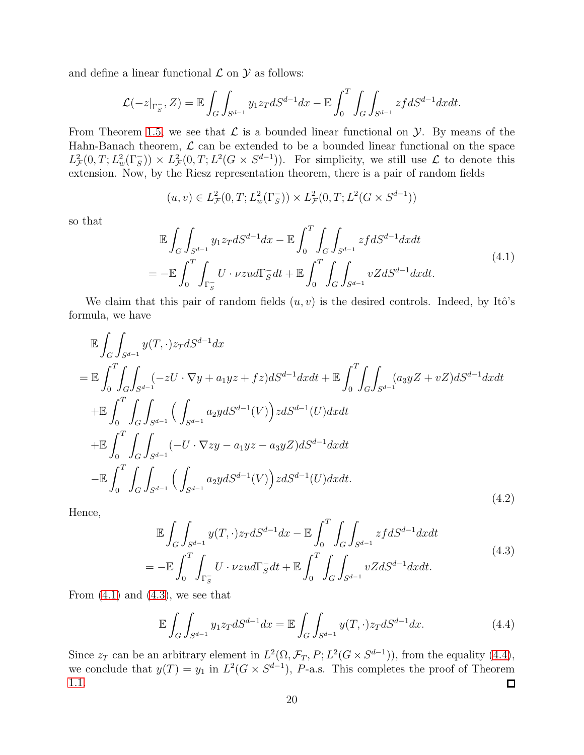and define a linear functional $\mathcal{L}$ on $\mathcal{Y}$ as follows:

$$\mathcal{L}(-z|_{\Gamma_S^-}, Z) = \mathbb{E}\int_G\int_{S^{d-1}} y_1 z_T dS^{d-1}dx - \mathbb{E}\int_0^T\int_G\int_{S^{d-1}} zf dS^{d-1}dxdt.$$

From Theorem 1.5, we see that $\mathcal{L}$ is a bounded linear functional on $\mathcal{Y}$. By means of the Hahn-Banach theorem, $\mathcal{L}$ can be extended to be a bounded linear functional on the space $L^2_{\mathcal{F}}(0,T;L^2_w(\Gamma_S^-)) \times L^2_{\mathcal{F}}(0,T;L^2(G\times S^{d-1}))$. For simplicity, we still use $\mathcal{L}$ to denote this extension. Now, by the Riesz representation theorem, there is a pair of random fields

$$(u,v) \in L^2_{\mathcal{F}}(0,T;L^2_w(\Gamma_S^-)) \times L^2_{\mathcal{F}}(0,T;L^2(G\times S^{d-1}))$$

so that

$$\begin{aligned}
&\mathbb{E}\int_G\int_{S^{d-1}} y_1 z_T dS^{d-1}dx - \mathbb{E}\int_0^T\int_G\int_{S^{d-1}} zf dS^{d-1}dxdt \\
&= -\mathbb{E}\int_0^T\int_{\Gamma_S^-} U\cdot\nu zu d\Gamma_S^- dt + \mathbb{E}\int_0^T\int_G\int_{S^{d-1}} vZ dS^{d-1}dxdt.
\end{aligned} \tag{4.1}$$

We claim that this pair of random fields $(u,v)$ is the desired controls. Indeed, by Itô's formula, we have

$$\begin{aligned}
&\mathbb{E}\int_G\int_{S^{d-1}} y(T,\cdot) z_T dS^{d-1}dx \\
&= \mathbb{E}\int_0^T\int_G\int_{S^{d-1}} (-zU\cdot\nabla y + a_1 yz + fz) dS^{d-1}dxdt + \mathbb{E}\int_0^T\int_G\int_{S^{d-1}} (a_3 yZ + vZ) dS^{d-1}dxdt \\
&\quad + \mathbb{E}\int_0^T\int_G\int_{S^{d-1}} \Big(\int_{S^{d-1}} a_2 y dS^{d-1}(V)\Big) z dS^{d-1}(U) dxdt \\
&\quad + \mathbb{E}\int_0^T\int_G\int_{S^{d-1}} (-U\cdot\nabla zy - a_1 yz - a_3 yZ) dS^{d-1}dxdt \\
&\quad - \mathbb{E}\int_0^T\int_G\int_{S^{d-1}} \Big(\int_{S^{d-1}} a_2 y dS^{d-1}(V)\Big) z dS^{d-1}(U) dxdt.
\end{aligned} \tag{4.2}$$

Hence,

$$\begin{aligned}
&\mathbb{E}\int_G\int_{S^{d-1}} y(T,\cdot) z_T dS^{d-1}dx - \mathbb{E}\int_0^T\int_G\int_{S^{d-1}} zf dS^{d-1}dxdt \\
&= -\mathbb{E}\int_0^T\int_{\Gamma_S^-} U\cdot\nu zu d\Gamma_S^- dt + \mathbb{E}\int_0^T\int_G\int_{S^{d-1}} vZ dS^{d-1}dxdt.
\end{aligned} \tag{4.3}$$

From (4.1) and (4.3), we see that

$$\mathbb{E}\int_G\int_{S^{d-1}} y_1 z_T dS^{d-1}dx = \mathbb{E}\int_G\int_{S^{d-1}} y(T,\cdot) z_T dS^{d-1}dx. \tag{4.4}$$

Since $z_T$ can be an arbitrary element in $L^2(\Omega,\mathcal{F}_T,P;L^2(G\times S^{d-1}))$, from the equality (4.4), we conclude that $y(T) = y_1$ in $L^2(G\times S^{d-1})$, $P$-a.s. This completes the proof of Theorem 1.1. □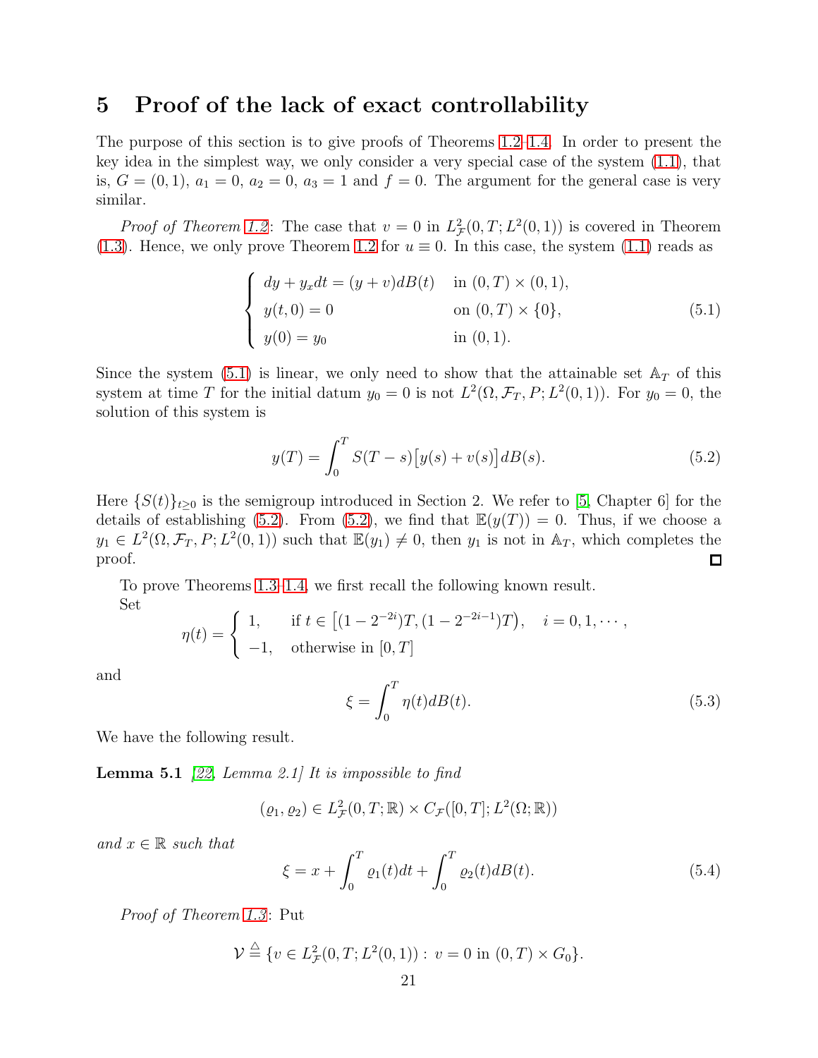# 5 Proof of the lack of exact controllability

The purpose of this section is to give proofs of Theorems 1.2–1.4. In order to present the key idea in the simplest way, we only consider a very special case of the system (1.1), that is, $G = (0, 1)$, $a_1 = 0$, $a_2 = 0$, $a_3 = 1$ and $f = 0$. The argument for the general case is very similar.

*Proof of Theorem 1.2*: The case that $v = 0$ in $L^2_{\mathcal{F}}(0, T; L^2(0, 1))$ is covered in Theorem (1.3). Hence, we only prove Theorem 1.2 for $u \equiv 0$. In this case, the system (1.1) reads as

$$
\begin{cases}
dy + y_x dt = (y + v)dB(t) & \text{in } (0, T) \times (0, 1), \\
y(t, 0) = 0 & \text{on } (0, T) \times \{0\}, \\
y(0) = y_0 & \text{in } (0, 1).
\end{cases}
\tag{5.1}
$$

Since the system (5.1) is linear, we only need to show that the attainable set $\mathbb{A}_T$ of this system at time $T$ for the initial datum $y_0 = 0$ is not $L^2(\Omega, \mathcal{F}_T, P; L^2(0, 1))$. For $y_0 = 0$, the solution of this system is

$$
y(T) = \int_0^T S(T - s)\big[y(s) + v(s)\big]dB(s). \tag{5.2}
$$

Here $\{S(t)\}_{t\geq 0}$ is the semigroup introduced in Section 2. We refer to [5, Chapter 6] for the details of establishing (5.2). From (5.2), we find that $\mathbb{E}(y(T)) = 0$. Thus, if we choose a $y_1 \in L^2(\Omega, \mathcal{F}_T, P; L^2(0, 1))$ such that $\mathbb{E}(y_1) \neq 0$, then $y_1$ is not in $\mathbb{A}_T$, which completes the proof. ☐

To prove Theorems 1.3–1.4, we first recall the following known result.

Set

$$
\eta(t) = \begin{cases}
1, & \text{if } t \in \big[(1 - 2^{-2i})T, (1 - 2^{-2i-1})T\big), \quad i = 0, 1, \cdots, \\
-1, & \text{otherwise in } [0, T]
\end{cases}
$$

and

$$
\xi = \int_0^T \eta(t)dB(t). \tag{5.3}
$$

We have the following result.

**Lemma 5.1** *[22, Lemma 2.1] It is impossible to find*

$$
(\varrho_1, \varrho_2) \in L^2_{\mathcal{F}}(0, T; \mathbb{R}) \times C_{\mathcal{F}}([0, T]; L^2(\Omega; \mathbb{R}))
$$

*and $x \in \mathbb{R}$ such that*

$$
\xi = x + \int_0^T \varrho_1(t)dt + \int_0^T \varrho_2(t)dB(t). \tag{5.4}
$$

*Proof of Theorem 1.3*: Put

$$
\mathcal{V} \overset{\triangle}{=} \{v \in L^2_{\mathcal{F}}(0, T; L^2(0, 1)) : v = 0 \text{ in } (0, T) \times G_0\}.
$$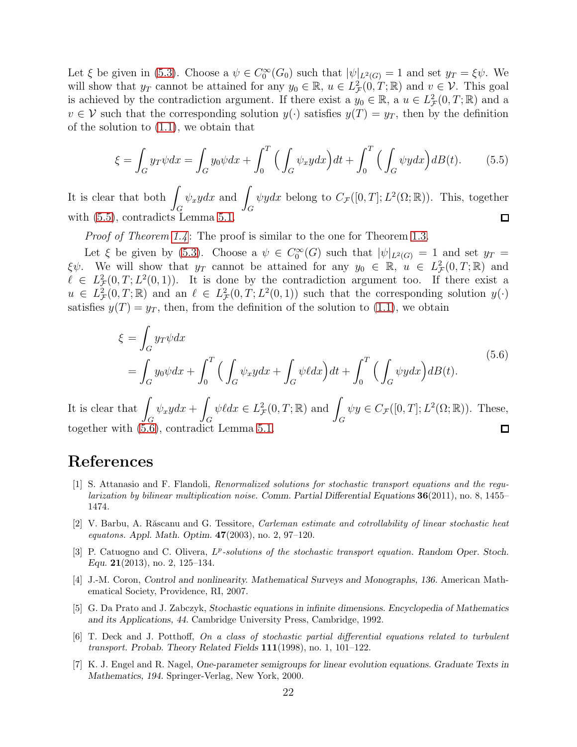Let $\xi$ be given in (5.3). Choose a $\psi \in C_0^\infty(G_0)$ such that $|\psi|_{L^2(G)} = 1$ and set $y_T = \xi\psi$. We will show that $y_T$ cannot be attained for any $y_0 \in \mathbb{R}$, $u \in L^2_{\mathcal{F}}(0,T;\mathbb{R})$ and $v \in \mathcal{V}$. This goal is achieved by the contradiction argument. If there exist a $y_0 \in \mathbb{R}$, a $u \in L^2_{\mathcal{F}}(0,T;\mathbb{R})$ and a $v \in \mathcal{V}$ such that the corresponding solution $y(\cdot)$ satisfies $y(T) = y_T$, then by the definition of the solution to (1.1), we obtain that

$$
\xi = \int_G y_T \psi dx = \int_G y_0 \psi dx + \int_0^T \Big( \int_G \psi_x y dx \Big) dt + \int_0^T \Big( \int_G \psi y dx \Big) dB(t). \tag{5.5}
$$

It is clear that both $\displaystyle\int_G \psi_x y dx$ and $\displaystyle\int_G \psi y dx$ belong to $C_{\mathcal{F}}([0,T]; L^2(\Omega;\mathbb{R}))$. This, together with (5.5), contradicts Lemma 5.1. $\square$

*Proof of Theorem 1.4*: The proof is similar to the one for Theorem 1.3.

Let $\xi$ be given by (5.3). Choose a $\psi \in C_0^\infty(G)$ such that $|\psi|_{L^2(G)} = 1$ and set $y_T = \xi\psi$. We will show that $y_T$ cannot be attained for any $y_0 \in \mathbb{R}$, $u \in L^2_{\mathcal{F}}(0,T;\mathbb{R})$ and $\ell \in L^2_{\mathcal{F}}(0,T;L^2(0,1))$. It is done by the contradiction argument too. If there exist a $u \in L^2_{\mathcal{F}}(0,T;\mathbb{R})$ and an $\ell \in L^2_{\mathcal{F}}(0,T;L^2(0,1))$ such that the corresponding solution $y(\cdot)$ satisfies $y(T) = y_T$, then, from the definition of the solution to (1.1), we obtain

$$
\begin{aligned}
\xi &= \int_G y_T \psi dx \\
&= \int_G y_0 \psi dx + \int_0^T \Big( \int_G \psi_x y dx + \int_G \psi \ell dx \Big) dt + \int_0^T \Big( \int_G \psi y dx \Big) dB(t).
\end{aligned} \tag{5.6}
$$

It is clear that $\displaystyle\int_G \psi_x y dx + \int_G \psi \ell dx \in L^2_{\mathcal{F}}(0,T;\mathbb{R})$ and $\displaystyle\int_G \psi y \in C_{\mathcal{F}}([0,T]; L^2(\Omega;\mathbb{R}))$. These, together with (5.6), contradict Lemma 5.1. $\square$

# References

[1] S. Attanasio and F. Flandoli, *Renormalized solutions for stochastic transport equations and the regularization by bilinear multiplication noise. Comm. Partial Differential Equations* **36**(2011), no. 8, 1455–1474.

[2] V. Barbu, A. Răscanu and G. Tessitore, *Carleman estimate and cotrollability of linear stochastic heat equatons. Appl. Math. Optim.* **47**(2003), no. 2, 97–120.

[3] P. Catuogno and C. Olivera, *$L^p$-solutions of the stochastic transport equation. Random Oper. Stoch. Equ.* **21**(2013), no. 2, 125–134.

[4] J.-M. Coron, *Control and nonlinearity. Mathematical Surveys and Monographs, 136.* American Mathematical Society, Providence, RI, 2007.

[5] G. Da Prato and J. Zabczyk, *Stochastic equations in infinite dimensions. Encyclopedia of Mathematics and its Applications, 44.* Cambridge University Press, Cambridge, 1992.

[6] T. Deck and J. Potthoff, *On a class of stochastic partial differential equations related to turbulent transport. Probab. Theory Related Fields* **111**(1998), no. 1, 101–122.

[7] K. J. Engel and R. Nagel, *One-parameter semigroups for linear evolution equations. Graduate Texts in Mathematics, 194.* Springer-Verlag, New York, 2000.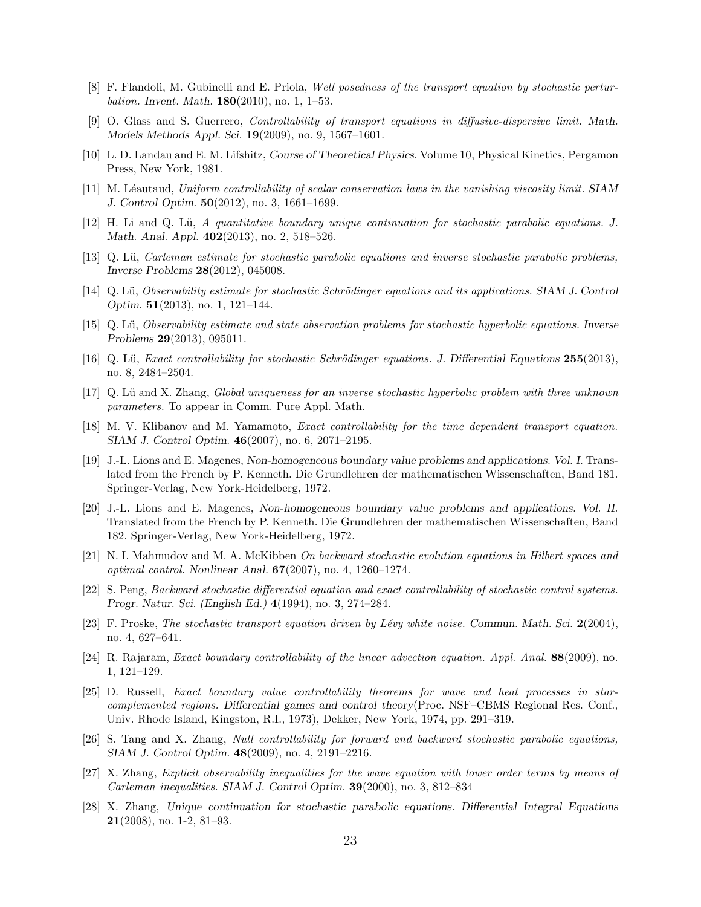[8] F. Flandoli, M. Gubinelli and E. Priola, *Well posedness of the transport equation by stochastic perturbation. Invent. Math.* **180**(2010), no. 1, 1–53.

[9] O. Glass and S. Guerrero, *Controllability of transport equations in diffusive-dispersive limit. Math. Models Methods Appl. Sci.* **19**(2009), no. 9, 1567–1601.

[10] L. D. Landau and E. M. Lifshitz, *Course of Theoretical Physics.* Volume 10, Physical Kinetics, Pergamon Press, New York, 1981.

[11] M. Léautaud, *Uniform controllability of scalar conservation laws in the vanishing viscosity limit. SIAM J. Control Optim.* **50**(2012), no. 3, 1661–1699.

[12] H. Li and Q. Lü, *A quantitative boundary unique continuation for stochastic parabolic equations. J. Math. Anal. Appl.* **402**(2013), no. 2, 518–526.

[13] Q. Lü, *Carleman estimate for stochastic parabolic equations and inverse stochastic parabolic problems, Inverse Problems* **28**(2012), 045008.

[14] Q. Lü, *Observability estimate for stochastic Schrödinger equations and its applications. SIAM J. Control Optim.* **51**(2013), no. 1, 121–144.

[15] Q. Lü, *Observability estimate and state observation problems for stochastic hyperbolic equations. Inverse Problems* **29**(2013), 095011.

[16] Q. Lü, *Exact controllability for stochastic Schrödinger equations. J. Differential Equations* **255**(2013), no. 8, 2484–2504.

[17] Q. Lü and X. Zhang, *Global uniqueness for an inverse stochastic hyperbolic problem with three unknown parameters.* To appear in Comm. Pure Appl. Math.

[18] M. V. Klibanov and M. Yamamoto, *Exact controllability for the time dependent transport equation. SIAM J. Control Optim.* **46**(2007), no. 6, 2071–2195.

[19] J.-L. Lions and E. Magenes, *Non-homogeneous boundary value problems and applications. Vol. I.* Translated from the French by P. Kenneth. Die Grundlehren der mathematischen Wissenschaften, Band 181. Springer-Verlag, New York-Heidelberg, 1972.

[20] J.-L. Lions and E. Magenes, *Non-homogeneous boundary value problems and applications. Vol. II.* Translated from the French by P. Kenneth. Die Grundlehren der mathematischen Wissenschaften, Band 182. Springer-Verlag, New York-Heidelberg, 1972.

[21] N. I. Mahmudov and M. A. McKibben *On backward stochastic evolution equations in Hilbert spaces and optimal control. Nonlinear Anal.* **67**(2007), no. 4, 1260–1274.

[22] S. Peng, *Backward stochastic differential equation and exact controllability of stochastic control systems. Progr. Natur. Sci. (English Ed.)* **4**(1994), no. 3, 274–284.

[23] F. Proske, *The stochastic transport equation driven by Lévy white noise. Commun. Math. Sci.* **2**(2004), no. 4, 627–641.

[24] R. Rajaram, *Exact boundary controllability of the linear advection equation. Appl. Anal.* **88**(2009), no. 1, 121–129.

[25] D. Russell, *Exact boundary value controllability theorems for wave and heat processes in star-complemented regions. Differential games and control theory*(Proc. NSF–CBMS Regional Res. Conf., Univ. Rhode Island, Kingston, R.I., 1973), Dekker, New York, 1974, pp. 291–319.

[26] S. Tang and X. Zhang, *Null controllability for forward and backward stochastic parabolic equations, SIAM J. Control Optim.* **48**(2009), no. 4, 2191–2216.

[27] X. Zhang, *Explicit observability inequalities for the wave equation with lower order terms by means of Carleman inequalities. SIAM J. Control Optim.* **39**(2000), no. 3, 812–834

[28] X. Zhang, *Unique continuation for stochastic parabolic equations. Differential Integral Equations* **21**(2008), no. 1-2, 81–93.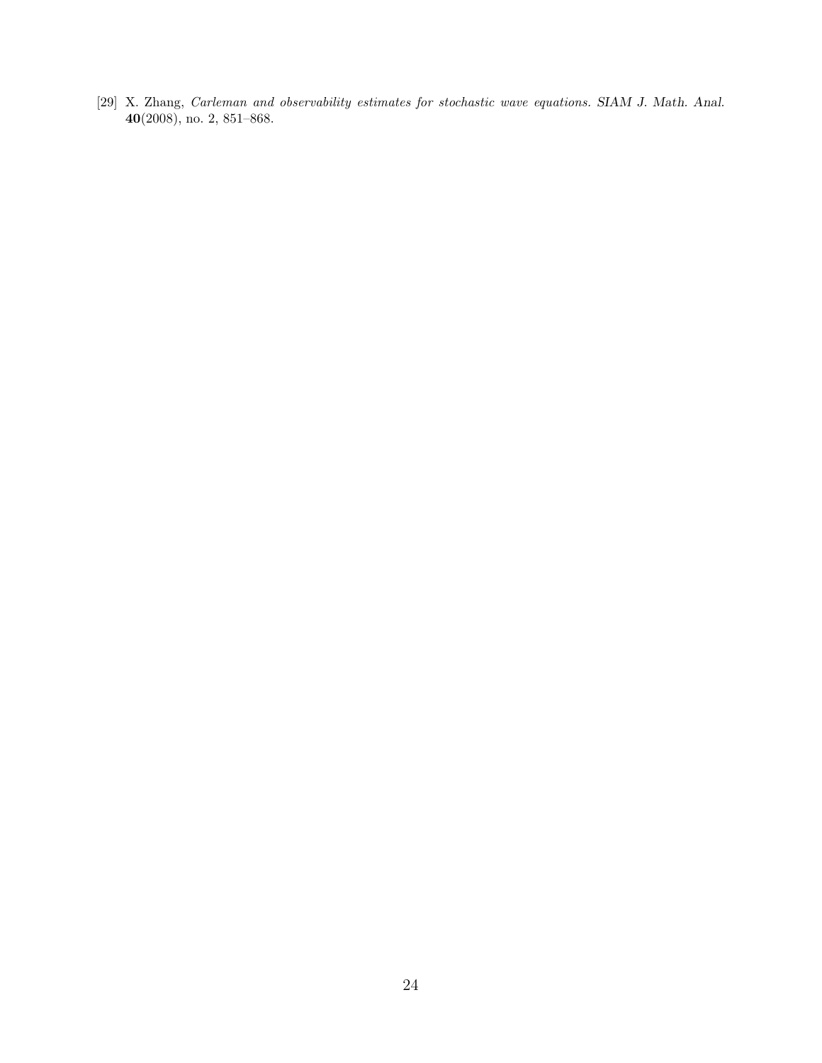[29] X. Zhang, *Carleman and observability estimates for stochastic wave equations. SIAM J. Math. Anal.* **40**(2008), no. 2, 851–868.